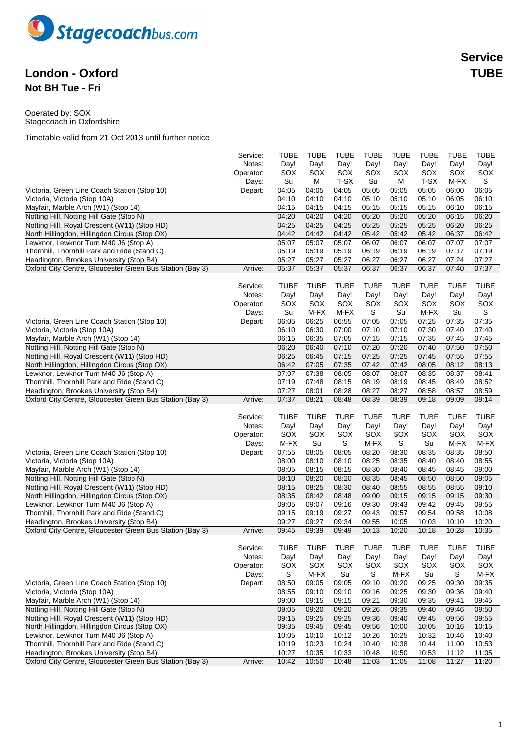Stagecoachbus.com

# London - Oxford

**Service TUBE**

## Not BH Tue - Fri

Operated by: SOX
Stagecoach in Oxfordshire

Timetable valid from 21 Oct 2013 until further notice

| | Service: | TUBE | TUBE | TUBE | TUBE | TUBE | TUBE | TUBE | TUBE |
|---|---|---|---|---|---|---|---|---|---|
| | Notes: | Day! | Day! | Day! | Day! | Day! | Day! | Day! | Day! |
| | Operator: | SOX | SOX | SOX | SOX | SOX | SOX | SOX | SOX |
| | Days: | Su | M | T-SX | Su | M | T-SX | M-FX | S |
| Victoria, Green Line Coach Station (Stop 10) | Depart: | 04:05 | 04:05 | 04:05 | 05:05 | 05:05 | 05:05 | 06:00 | 06:05 |
| Victoria, Victoria (Stop 10A) | | 04:10 | 04:10 | 04:10 | 05:10 | 05:10 | 05:10 | 06:05 | 06:10 |
| Mayfair, Marble Arch (W1) (Stop 14) | | 04:15 | 04:15 | 04:15 | 05:15 | 05:15 | 05:15 | 06:10 | 06:15 |
| Notting Hill, Notting Hill Gate (Stop N) | | 04:20 | 04:20 | 04:20 | 05:20 | 05:20 | 05:20 | 06:15 | 06:20 |
| Notting Hill, Royal Crescent (W11) (Stop HD) | | 04:25 | 04:25 | 04:25 | 05:25 | 05:25 | 05:25 | 06:20 | 06:25 |
| North Hillingdon, Hillingdon Circus (Stop OX) | | 04:42 | 04:42 | 04:42 | 05:42 | 05:42 | 05:42 | 06:37 | 06:42 |
| Lewknor, Lewknor Turn M40 J6 (Stop A) | | 05:07 | 05:07 | 05:07 | 06:07 | 06:07 | 06:07 | 07:07 | 07:07 |
| Thornhill, Thornhill Park and Ride (Stand C) | | 05:19 | 05:19 | 05:19 | 06:19 | 06:19 | 06:19 | 07:17 | 07:19 |
| Headington, Brookes University (Stop B4) | | 05:27 | 05:27 | 05:27 | 06:27 | 06:27 | 06:27 | 07:24 | 07:27 |
| Oxford City Centre, Gloucester Green Bus Station (Bay 3) | Arrive: | 05:37 | 05:37 | 05:37 | 06:37 | 06:37 | 06:37 | 07:40 | 07:37 |

| | Service: | TUBE | TUBE | TUBE | TUBE | TUBE | TUBE | TUBE | TUBE |
|---|---|---|---|---|---|---|---|---|---|
| | Notes: | Day! | Day! | Day! | Day! | Day! | Day! | Day! | Day! |
| | Operator: | SOX | SOX | SOX | SOX | SOX | SOX | SOX | SOX |
| | Days: | Su | M-FX | M-FX | S | Su | M-FX | Su | S |
| Victoria, Green Line Coach Station (Stop 10) | Depart: | 06:05 | 06:25 | 06:55 | 07:05 | 07:05 | 07:25 | 07:35 | 07:35 |
| Victoria, Victoria (Stop 10A) | | 06:10 | 06:30 | 07:00 | 07:10 | 07:10 | 07:30 | 07:40 | 07:40 |
| Mayfair, Marble Arch (W1) (Stop 14) | | 06:15 | 06:35 | 07:05 | 07:15 | 07:15 | 07:35 | 07:45 | 07:45 |
| Notting Hill, Notting Hill Gate (Stop N) | | 06:20 | 06:40 | 07:10 | 07:20 | 07:20 | 07:40 | 07:50 | 07:50 |
| Notting Hill, Royal Crescent (W11) (Stop HD) | | 06:25 | 06:45 | 07:15 | 07:25 | 07:25 | 07:45 | 07:55 | 07:55 |
| North Hillingdon, Hillingdon Circus (Stop OX) | | 06:42 | 07:05 | 07:35 | 07:42 | 07:42 | 08:05 | 08:12 | 08:13 |
| Lewknor, Lewknor Turn M40 J6 (Stop A) | | 07:07 | 07:38 | 08:05 | 08:07 | 08:07 | 08:35 | 08:37 | 08:41 |
| Thornhill, Thornhill Park and Ride (Stand C) | | 07:19 | 07:48 | 08:15 | 08:19 | 08:19 | 08:45 | 08:49 | 08:52 |
| Headington, Brookes University (Stop B4) | | 07:27 | 08:01 | 08:28 | 08:27 | 08:27 | 08:58 | 08:57 | 08:59 |
| Oxford City Centre, Gloucester Green Bus Station (Bay 3) | Arrive: | 07:37 | 08:21 | 08:48 | 08:39 | 08:39 | 09:18 | 09:09 | 09:14 |

| | Service: | TUBE | TUBE | TUBE | TUBE | TUBE | TUBE | TUBE | TUBE |
|---|---|---|---|---|---|---|---|---|---|
| | Notes: | Day! | Day! | Day! | Day! | Day! | Day! | Day! | Day! |
| | Operator: | SOX | SOX | SOX | SOX | SOX | SOX | SOX | SOX |
| | Days: | M-FX | Su | S | M-FX | S | Su | M-FX | M-FX |
| Victoria, Green Line Coach Station (Stop 10) | Depart: | 07:55 | 08:05 | 08:05 | 08:20 | 08:30 | 08:35 | 08:35 | 08:50 |
| Victoria, Victoria (Stop 10A) | | 08:00 | 08:10 | 08:10 | 08:25 | 08:35 | 08:40 | 08:40 | 08:55 |
| Mayfair, Marble Arch (W1) (Stop 14) | | 08:05 | 08:15 | 08:15 | 08:30 | 08:40 | 08:45 | 08:45 | 09:00 |
| Notting Hill, Notting Hill Gate (Stop N) | | 08:10 | 08:20 | 08:20 | 08:35 | 08:45 | 08:50 | 08:50 | 09:05 |
| Notting Hill, Royal Crescent (W11) (Stop HD) | | 08:15 | 08:25 | 08:30 | 08:40 | 08:55 | 08:55 | 08:55 | 09:10 |
| North Hillingdon, Hillingdon Circus (Stop OX) | | 08:35 | 08:42 | 08:48 | 09:00 | 09:15 | 09:15 | 09:15 | 09:30 |
| Lewknor, Lewknor Turn M40 J6 (Stop A) | | 09:05 | 09:07 | 09:16 | 09:30 | 09:43 | 09:42 | 09:45 | 09:55 |
| Thornhill, Thornhill Park and Ride (Stand C) | | 09:15 | 09:19 | 09:27 | 09:43 | 09:57 | 09:54 | 09:58 | 10:08 |
| Headington, Brookes University (Stop B4) | | 09:27 | 09:27 | 09:34 | 09:55 | 10:05 | 10:03 | 10:10 | 10:20 |
| Oxford City Centre, Gloucester Green Bus Station (Bay 3) | Arrive: | 09:45 | 09:39 | 09:49 | 10:13 | 10:20 | 10:18 | 10:28 | 10:35 |

| | Service: | TUBE | TUBE | TUBE | TUBE | TUBE | TUBE | TUBE | TUBE |
|---|---|---|---|---|---|---|---|---|---|
| | Notes: | Day! | Day! | Day! | Day! | Day! | Day! | Day! | Day! |
| | Operator: | SOX | SOX | SOX | SOX | SOX | SOX | SOX | SOX |
| | Days: | S | M-FX | Su | S | M-FX | Su | S | M-FX |
| Victoria, Green Line Coach Station (Stop 10) | Depart: | 08:50 | 09:05 | 09:05 | 09:10 | 09:20 | 09:25 | 09:30 | 09:35 |
| Victoria, Victoria (Stop 10A) | | 08:55 | 09:10 | 09:10 | 09:16 | 09:25 | 09:30 | 09:36 | 09:40 |
| Mayfair, Marble Arch (W1) (Stop 14) | | 09:00 | 09:15 | 09:15 | 09:21 | 09:30 | 09:35 | 09:41 | 09:45 |
| Notting Hill, Notting Hill Gate (Stop N) | | 09:05 | 09:20 | 09:20 | 09:26 | 09:35 | 09:40 | 09:46 | 09:50 |
| Notting Hill, Royal Crescent (W11) (Stop HD) | | 09:15 | 09:25 | 09:25 | 09:36 | 09:40 | 09:45 | 09:56 | 09:55 |
| North Hillingdon, Hillingdon Circus (Stop OX) | | 09:35 | 09:45 | 09:45 | 09:56 | 10:00 | 10:05 | 10:16 | 10:15 |
| Lewknor, Lewknor Turn M40 J6 (Stop A) | | 10:05 | 10:10 | 10:12 | 10:26 | 10:25 | 10:32 | 10:46 | 10:40 |
| Thornhill, Thornhill Park and Ride (Stand C) | | 10:19 | 10:23 | 10:24 | 10:40 | 10:38 | 10:44 | 11:00 | 10:53 |
| Headington, Brookes University (Stop B4) | | 10:27 | 10:35 | 10:33 | 10:48 | 10:50 | 10:53 | 11:12 | 11:05 |
| Oxford City Centre, Gloucester Green Bus Station (Bay 3) | Arrive: | 10:42 | 10:50 | 10:48 | 11:03 | 11:05 | 11:08 | 11:27 | 11:20 |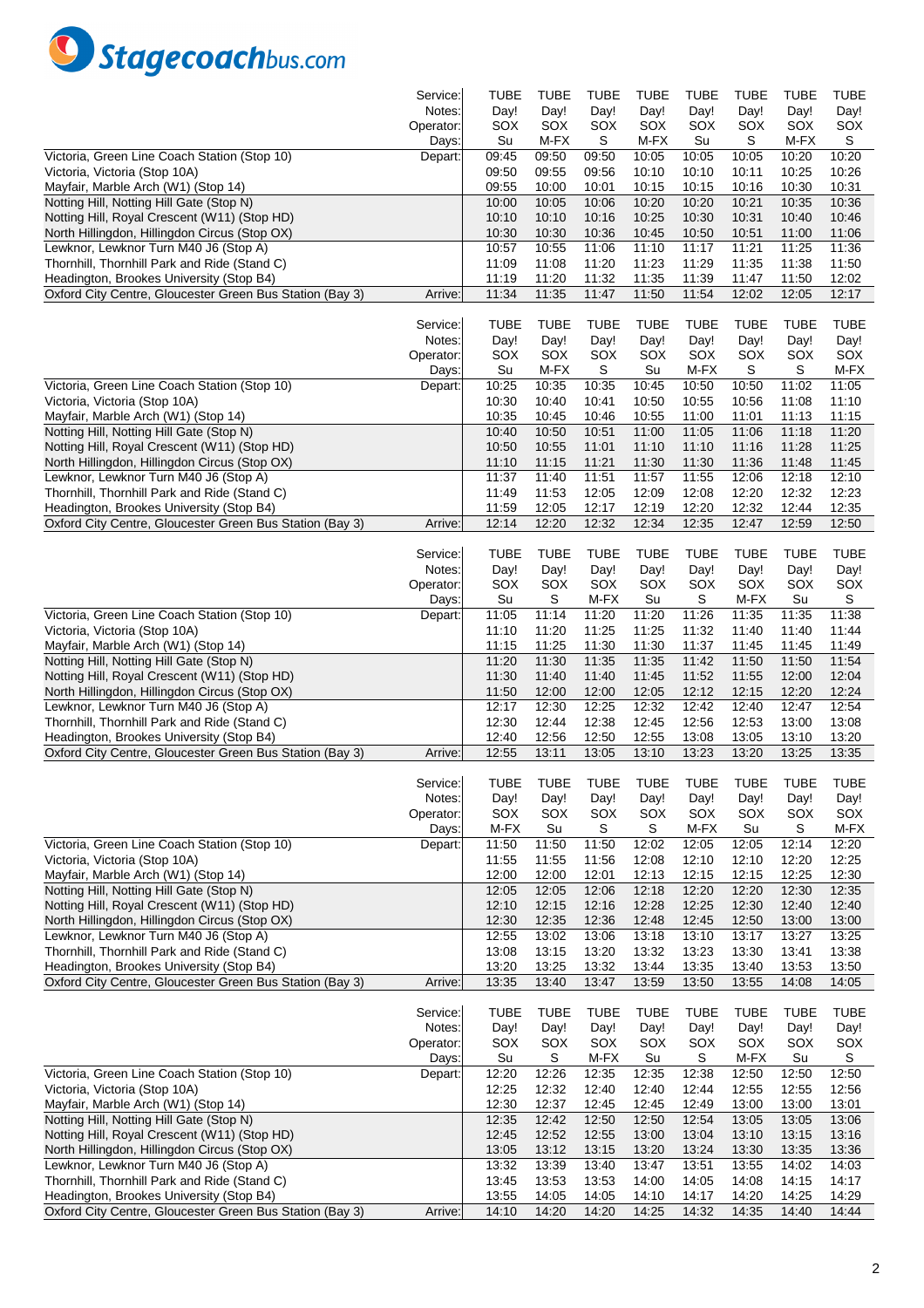Stagecoachbus.com

| Service: | TUBE | TUBE | TUBE | TUBE | TUBE | TUBE | TUBE | TUBE |
|---|---|---|---|---|---|---|---|---|
| Notes: | Day! | Day! | Day! | Day! | Day! | Day! | Day! | Day! |
| Operator: | SOX | SOX | SOX | SOX | SOX | SOX | SOX | SOX |
| Days: | Su | M-FX | S | M-FX | Su | S | M-FX | S |
| Victoria, Green Line Coach Station (Stop 10) Depart: | 09:45 | 09:50 | 09:50 | 10:05 | 10:05 | 10:05 | 10:20 | 10:20 |
| Victoria, Victoria (Stop 10A) | 09:50 | 09:55 | 09:56 | 10:10 | 10:10 | 10:11 | 10:25 | 10:26 |
| Mayfair, Marble Arch (W1) (Stop 14) | 09:55 | 10:00 | 10:01 | 10:15 | 10:15 | 10:16 | 10:30 | 10:31 |
| Notting Hill, Notting Hill Gate (Stop N) | 10:00 | 10:05 | 10:06 | 10:20 | 10:20 | 10:21 | 10:35 | 10:36 |
| Notting Hill, Royal Crescent (W11) (Stop HD) | 10:10 | 10:10 | 10:16 | 10:25 | 10:30 | 10:31 | 10:40 | 10:46 |
| North Hillingdon, Hillingdon Circus (Stop OX) | 10:30 | 10:30 | 10:36 | 10:45 | 10:50 | 10:51 | 11:00 | 11:06 |
| Lewknor, Lewknor Turn M40 J6 (Stop A) | 10:57 | 10:55 | 11:06 | 11:10 | 11:17 | 11:21 | 11:25 | 11:36 |
| Thornhill, Thornhill Park and Ride (Stand C) | 11:09 | 11:08 | 11:20 | 11:23 | 11:29 | 11:35 | 11:38 | 11:50 |
| Headington, Brookes University (Stop B4) | 11:19 | 11:20 | 11:32 | 11:35 | 11:39 | 11:47 | 11:50 | 12:02 |
| Oxford City Centre, Gloucester Green Bus Station (Bay 3) Arrive: | 11:34 | 11:35 | 11:47 | 11:50 | 11:54 | 12:02 | 12:05 | 12:17 |

| Service: | TUBE | TUBE | TUBE | TUBE | TUBE | TUBE | TUBE | TUBE |
|---|---|---|---|---|---|---|---|---|
| Notes: | Day! | Day! | Day! | Day! | Day! | Day! | Day! | Day! |
| Operator: | SOX | SOX | SOX | SOX | SOX | SOX | SOX | SOX |
| Days: | Su | M-FX | S | Su | M-FX | S | S | M-FX |
| Victoria, Green Line Coach Station (Stop 10) Depart: | 10:25 | 10:35 | 10:35 | 10:45 | 10:50 | 10:50 | 11:02 | 11:05 |
| Victoria, Victoria (Stop 10A) | 10:30 | 10:40 | 10:41 | 10:50 | 10:55 | 10:56 | 11:08 | 11:10 |
| Mayfair, Marble Arch (W1) (Stop 14) | 10:35 | 10:45 | 10:46 | 10:55 | 11:00 | 11:01 | 11:13 | 11:15 |
| Notting Hill, Notting Hill Gate (Stop N) | 10:40 | 10:50 | 10:51 | 11:00 | 11:05 | 11:06 | 11:18 | 11:20 |
| Notting Hill, Royal Crescent (W11) (Stop HD) | 10:50 | 10:55 | 11:01 | 11:10 | 11:10 | 11:16 | 11:28 | 11:25 |
| North Hillingdon, Hillingdon Circus (Stop OX) | 11:10 | 11:15 | 11:21 | 11:30 | 11:30 | 11:36 | 11:48 | 11:45 |
| Lewknor, Lewknor Turn M40 J6 (Stop A) | 11:37 | 11:40 | 11:51 | 11:57 | 11:55 | 12:06 | 12:18 | 12:10 |
| Thornhill, Thornhill Park and Ride (Stand C) | 11:49 | 11:53 | 12:05 | 12:09 | 12:08 | 12:20 | 12:32 | 12:23 |
| Headington, Brookes University (Stop B4) | 11:59 | 12:05 | 12:17 | 12:19 | 12:20 | 12:32 | 12:44 | 12:35 |
| Oxford City Centre, Gloucester Green Bus Station (Bay 3) Arrive: | 12:14 | 12:20 | 12:32 | 12:34 | 12:35 | 12:47 | 12:59 | 12:50 |

| Service: | TUBE | TUBE | TUBE | TUBE | TUBE | TUBE | TUBE | TUBE |
|---|---|---|---|---|---|---|---|---|
| Notes: | Day! | Day! | Day! | Day! | Day! | Day! | Day! | Day! |
| Operator: | SOX | SOX | SOX | SOX | SOX | SOX | SOX | SOX |
| Days: | Su | S | M-FX | Su | S | M-FX | Su | S |
| Victoria, Green Line Coach Station (Stop 10) Depart: | 11:05 | 11:14 | 11:20 | 11:20 | 11:26 | 11:35 | 11:35 | 11:38 |
| Victoria, Victoria (Stop 10A) | 11:10 | 11:20 | 11:25 | 11:25 | 11:32 | 11:40 | 11:40 | 11:44 |
| Mayfair, Marble Arch (W1) (Stop 14) | 11:15 | 11:25 | 11:30 | 11:30 | 11:37 | 11:45 | 11:45 | 11:49 |
| Notting Hill, Notting Hill Gate (Stop N) | 11:20 | 11:30 | 11:35 | 11:35 | 11:42 | 11:50 | 11:50 | 11:54 |
| Notting Hill, Royal Crescent (W11) (Stop HD) | 11:30 | 11:40 | 11:40 | 11:45 | 11:52 | 11:55 | 12:00 | 12:04 |
| North Hillingdon, Hillingdon Circus (Stop OX) | 11:50 | 12:00 | 12:00 | 12:05 | 12:12 | 12:15 | 12:20 | 12:24 |
| Lewknor, Lewknor Turn M40 J6 (Stop A) | 12:17 | 12:30 | 12:25 | 12:32 | 12:42 | 12:40 | 12:47 | 12:54 |
| Thornhill, Thornhill Park and Ride (Stand C) | 12:30 | 12:44 | 12:38 | 12:45 | 12:56 | 12:53 | 13:00 | 13:08 |
| Headington, Brookes University (Stop B4) | 12:40 | 12:56 | 12:50 | 12:55 | 13:08 | 13:05 | 13:10 | 13:20 |
| Oxford City Centre, Gloucester Green Bus Station (Bay 3) Arrive: | 12:55 | 13:11 | 13:05 | 13:10 | 13:23 | 13:20 | 13:25 | 13:35 |

| Service: | TUBE | TUBE | TUBE | TUBE | TUBE | TUBE | TUBE | TUBE |
|---|---|---|---|---|---|---|---|---|
| Notes: | Day! | Day! | Day! | Day! | Day! | Day! | Day! | Day! |
| Operator: | SOX | SOX | SOX | SOX | SOX | SOX | SOX | SOX |
| Days: | M-FX | Su | S | S | M-FX | Su | S | M-FX |
| Victoria, Green Line Coach Station (Stop 10) Depart: | 11:50 | 11:50 | 11:50 | 12:02 | 12:05 | 12:05 | 12:14 | 12:20 |
| Victoria, Victoria (Stop 10A) | 11:55 | 11:55 | 11:56 | 12:08 | 12:10 | 12:10 | 12:20 | 12:25 |
| Mayfair, Marble Arch (W1) (Stop 14) | 12:00 | 12:00 | 12:01 | 12:13 | 12:15 | 12:15 | 12:25 | 12:30 |
| Notting Hill, Notting Hill Gate (Stop N) | 12:05 | 12:05 | 12:06 | 12:18 | 12:20 | 12:20 | 12:30 | 12:35 |
| Notting Hill, Royal Crescent (W11) (Stop HD) | 12:10 | 12:15 | 12:16 | 12:28 | 12:25 | 12:30 | 12:40 | 12:40 |
| North Hillingdon, Hillingdon Circus (Stop OX) | 12:30 | 12:35 | 12:36 | 12:48 | 12:45 | 12:50 | 13:00 | 13:00 |
| Lewknor, Lewknor Turn M40 J6 (Stop A) | 12:55 | 13:02 | 13:06 | 13:18 | 13:10 | 13:17 | 13:27 | 13:25 |
| Thornhill, Thornhill Park and Ride (Stand C) | 13:08 | 13:15 | 13:20 | 13:32 | 13:23 | 13:30 | 13:41 | 13:38 |
| Headington, Brookes University (Stop B4) | 13:20 | 13:25 | 13:32 | 13:44 | 13:35 | 13:40 | 13:53 | 13:50 |
| Oxford City Centre, Gloucester Green Bus Station (Bay 3) Arrive: | 13:35 | 13:40 | 13:47 | 13:59 | 13:50 | 13:55 | 14:08 | 14:05 |

| Service: | TUBE | TUBE | TUBE | TUBE | TUBE | TUBE | TUBE | TUBE |
|---|---|---|---|---|---|---|---|---|
| Notes: | Day! | Day! | Day! | Day! | Day! | Day! | Day! | Day! |
| Operator: | SOX | SOX | SOX | SOX | SOX | SOX | SOX | SOX |
| Days: | Su | S | M-FX | Su | S | M-FX | Su | S |
| Victoria, Green Line Coach Station (Stop 10) Depart: | 12:20 | 12:26 | 12:35 | 12:35 | 12:38 | 12:50 | 12:50 | 12:50 |
| Victoria, Victoria (Stop 10A) | 12:25 | 12:32 | 12:40 | 12:40 | 12:44 | 12:55 | 12:55 | 12:56 |
| Mayfair, Marble Arch (W1) (Stop 14) | 12:30 | 12:37 | 12:45 | 12:45 | 12:49 | 13:00 | 13:00 | 13:01 |
| Notting Hill, Notting Hill Gate (Stop N) | 12:35 | 12:42 | 12:50 | 12:50 | 12:54 | 13:05 | 13:05 | 13:06 |
| Notting Hill, Royal Crescent (W11) (Stop HD) | 12:45 | 12:52 | 12:55 | 13:00 | 13:04 | 13:10 | 13:15 | 13:16 |
| North Hillingdon, Hillingdon Circus (Stop OX) | 13:05 | 13:12 | 13:15 | 13:20 | 13:24 | 13:30 | 13:35 | 13:36 |
| Lewknor, Lewknor Turn M40 J6 (Stop A) | 13:32 | 13:39 | 13:40 | 13:47 | 13:51 | 13:55 | 14:02 | 14:03 |
| Thornhill, Thornhill Park and Ride (Stand C) | 13:45 | 13:53 | 13:53 | 14:00 | 14:05 | 14:08 | 14:15 | 14:17 |
| Headington, Brookes University (Stop B4) | 13:55 | 14:05 | 14:05 | 14:10 | 14:17 | 14:20 | 14:25 | 14:29 |
| Oxford City Centre, Gloucester Green Bus Station (Bay 3) Arrive: | 14:10 | 14:20 | 14:20 | 14:25 | 14:32 | 14:35 | 14:40 | 14:44 |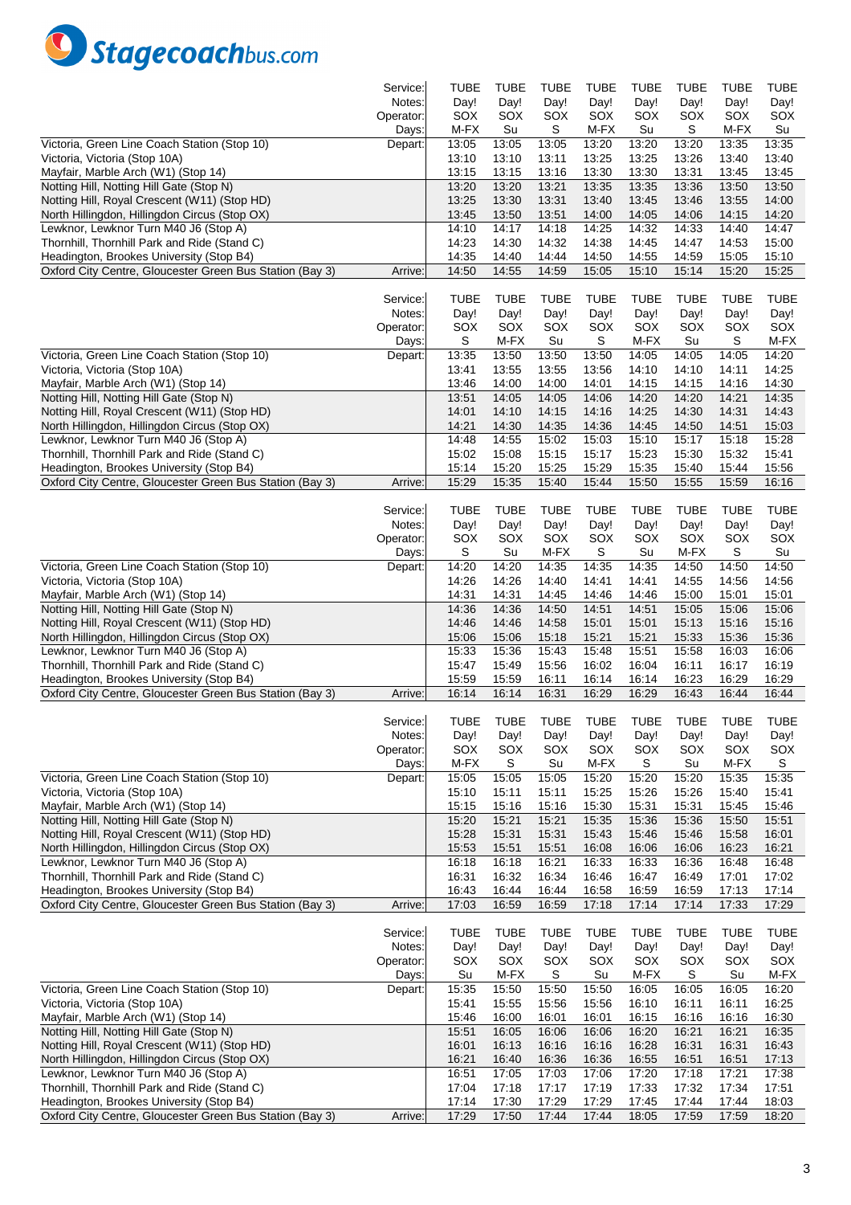Stagecoachbus.com

| Service: | TUBE | TUBE | TUBE | TUBE | TUBE | TUBE | TUBE | TUBE |
|---|---|---|---|---|---|---|---|---|
| Notes: | Day! | Day! | Day! | Day! | Day! | Day! | Day! | Day! |
| Operator: | SOX | SOX | SOX | SOX | SOX | SOX | SOX | SOX |
| Days: | M-FX | Su | S | M-FX | Su | S | M-FX | Su |
| Victoria, Green Line Coach Station (Stop 10) Depart: | 13:05 | 13:05 | 13:05 | 13:20 | 13:20 | 13:20 | 13:35 | 13:35 |
| Victoria, Victoria (Stop 10A) | 13:10 | 13:10 | 13:11 | 13:25 | 13:25 | 13:26 | 13:40 | 13:40 |
| Mayfair, Marble Arch (W1) (Stop 14) | 13:15 | 13:15 | 13:16 | 13:30 | 13:30 | 13:31 | 13:45 | 13:45 |
| Notting Hill, Notting Hill Gate (Stop N) | 13:20 | 13:20 | 13:21 | 13:35 | 13:35 | 13:36 | 13:50 | 13:50 |
| Notting Hill, Royal Crescent (W11) (Stop HD) | 13:25 | 13:30 | 13:31 | 13:40 | 13:45 | 13:46 | 13:55 | 14:00 |
| North Hillingdon, Hillingdon Circus (Stop OX) | 13:45 | 13:50 | 13:51 | 14:00 | 14:05 | 14:06 | 14:15 | 14:20 |
| Lewknor, Lewknor Turn M40 J6 (Stop A) | 14:10 | 14:17 | 14:18 | 14:25 | 14:32 | 14:33 | 14:40 | 14:47 |
| Thornhill, Thornhill Park and Ride (Stand C) | 14:23 | 14:30 | 14:32 | 14:38 | 14:45 | 14:47 | 14:53 | 15:00 |
| Headington, Brookes University (Stop B4) | 14:35 | 14:40 | 14:44 | 14:50 | 14:55 | 14:59 | 15:05 | 15:10 |
| Oxford City Centre, Gloucester Green Bus Station (Bay 3) Arrive: | 14:50 | 14:55 | 14:59 | 15:05 | 15:10 | 15:14 | 15:20 | 15:25 |

| Service: | TUBE | TUBE | TUBE | TUBE | TUBE | TUBE | TUBE | TUBE |
|---|---|---|---|---|---|---|---|---|
| Notes: | Day! | Day! | Day! | Day! | Day! | Day! | Day! | Day! |
| Operator: | SOX | SOX | SOX | SOX | SOX | SOX | SOX | SOX |
| Days: | S | M-FX | Su | S | M-FX | Su | S | M-FX |
| Victoria, Green Line Coach Station (Stop 10) Depart: | 13:35 | 13:50 | 13:50 | 13:50 | 14:05 | 14:05 | 14:05 | 14:20 |
| Victoria, Victoria (Stop 10A) | 13:41 | 13:55 | 13:55 | 13:56 | 14:10 | 14:10 | 14:11 | 14:25 |
| Mayfair, Marble Arch (W1) (Stop 14) | 13:46 | 14:00 | 14:00 | 14:01 | 14:15 | 14:15 | 14:16 | 14:30 |
| Notting Hill, Notting Hill Gate (Stop N) | 13:51 | 14:05 | 14:05 | 14:06 | 14:20 | 14:20 | 14:21 | 14:35 |
| Notting Hill, Royal Crescent (W11) (Stop HD) | 14:01 | 14:10 | 14:15 | 14:16 | 14:25 | 14:30 | 14:31 | 14:43 |
| North Hillingdon, Hillingdon Circus (Stop OX) | 14:21 | 14:30 | 14:35 | 14:36 | 14:45 | 14:50 | 14:51 | 15:03 |
| Lewknor, Lewknor Turn M40 J6 (Stop A) | 14:48 | 14:55 | 15:02 | 15:03 | 15:10 | 15:17 | 15:18 | 15:28 |
| Thornhill, Thornhill Park and Ride (Stand C) | 15:02 | 15:08 | 15:15 | 15:17 | 15:23 | 15:30 | 15:32 | 15:41 |
| Headington, Brookes University (Stop B4) | 15:14 | 15:20 | 15:25 | 15:29 | 15:35 | 15:40 | 15:44 | 15:56 |
| Oxford City Centre, Gloucester Green Bus Station (Bay 3) Arrive: | 15:29 | 15:35 | 15:40 | 15:44 | 15:50 | 15:55 | 15:59 | 16:16 |

| Service: | TUBE | TUBE | TUBE | TUBE | TUBE | TUBE | TUBE | TUBE |
|---|---|---|---|---|---|---|---|---|
| Notes: | Day! | Day! | Day! | Day! | Day! | Day! | Day! | Day! |
| Operator: | SOX | SOX | SOX | SOX | SOX | SOX | SOX | SOX |
| Days: | S | Su | M-FX | S | Su | M-FX | S | Su |
| Victoria, Green Line Coach Station (Stop 10) Depart: | 14:20 | 14:20 | 14:35 | 14:35 | 14:35 | 14:50 | 14:50 | 14:50 |
| Victoria, Victoria (Stop 10A) | 14:26 | 14:26 | 14:40 | 14:41 | 14:41 | 14:55 | 14:56 | 14:56 |
| Mayfair, Marble Arch (W1) (Stop 14) | 14:31 | 14:31 | 14:45 | 14:46 | 14:46 | 15:00 | 15:01 | 15:01 |
| Notting Hill, Notting Hill Gate (Stop N) | 14:36 | 14:36 | 14:50 | 14:51 | 14:51 | 15:05 | 15:06 | 15:06 |
| Notting Hill, Royal Crescent (W11) (Stop HD) | 14:46 | 14:46 | 14:58 | 15:01 | 15:01 | 15:13 | 15:16 | 15:16 |
| North Hillingdon, Hillingdon Circus (Stop OX) | 15:06 | 15:06 | 15:18 | 15:21 | 15:21 | 15:33 | 15:36 | 15:36 |
| Lewknor, Lewknor Turn M40 J6 (Stop A) | 15:33 | 15:36 | 15:43 | 15:48 | 15:51 | 15:58 | 16:03 | 16:06 |
| Thornhill, Thornhill Park and Ride (Stand C) | 15:47 | 15:49 | 15:56 | 16:02 | 16:04 | 16:11 | 16:17 | 16:19 |
| Headington, Brookes University (Stop B4) | 15:59 | 15:59 | 16:11 | 16:14 | 16:14 | 16:23 | 16:29 | 16:29 |
| Oxford City Centre, Gloucester Green Bus Station (Bay 3) Arrive: | 16:14 | 16:14 | 16:31 | 16:29 | 16:29 | 16:43 | 16:44 | 16:44 |

| Service: | TUBE | TUBE | TUBE | TUBE | TUBE | TUBE | TUBE | TUBE |
|---|---|---|---|---|---|---|---|---|
| Notes: | Day! | Day! | Day! | Day! | Day! | Day! | Day! | Day! |
| Operator: | SOX | SOX | SOX | SOX | SOX | SOX | SOX | SOX |
| Days: | M-FX | S | Su | M-FX | S | Su | M-FX | S |
| Victoria, Green Line Coach Station (Stop 10) Depart: | 15:05 | 15:05 | 15:05 | 15:20 | 15:20 | 15:20 | 15:35 | 15:35 |
| Victoria, Victoria (Stop 10A) | 15:10 | 15:11 | 15:11 | 15:25 | 15:26 | 15:26 | 15:40 | 15:41 |
| Mayfair, Marble Arch (W1) (Stop 14) | 15:15 | 15:16 | 15:16 | 15:30 | 15:31 | 15:31 | 15:45 | 15:46 |
| Notting Hill, Notting Hill Gate (Stop N) | 15:20 | 15:21 | 15:21 | 15:35 | 15:36 | 15:36 | 15:50 | 15:51 |
| Notting Hill, Royal Crescent (W11) (Stop HD) | 15:28 | 15:31 | 15:31 | 15:43 | 15:46 | 15:46 | 15:58 | 16:01 |
| North Hillingdon, Hillingdon Circus (Stop OX) | 15:53 | 15:51 | 15:51 | 16:08 | 16:06 | 16:06 | 16:23 | 16:21 |
| Lewknor, Lewknor Turn M40 J6 (Stop A) | 16:18 | 16:18 | 16:21 | 16:33 | 16:33 | 16:36 | 16:48 | 16:48 |
| Thornhill, Thornhill Park and Ride (Stand C) | 16:31 | 16:32 | 16:34 | 16:46 | 16:47 | 16:49 | 17:01 | 17:02 |
| Headington, Brookes University (Stop B4) | 16:43 | 16:44 | 16:44 | 16:58 | 16:59 | 16:59 | 17:13 | 17:14 |
| Oxford City Centre, Gloucester Green Bus Station (Bay 3) Arrive: | 17:03 | 16:59 | 16:59 | 17:18 | 17:14 | 17:14 | 17:33 | 17:29 |

| Service: | TUBE | TUBE | TUBE | TUBE | TUBE | TUBE | TUBE | TUBE |
|---|---|---|---|---|---|---|---|---|
| Notes: | Day! | Day! | Day! | Day! | Day! | Day! | Day! | Day! |
| Operator: | SOX | SOX | SOX | SOX | SOX | SOX | SOX | SOX |
| Days: | Su | M-FX | S | Su | M-FX | S | Su | M-FX |
| Victoria, Green Line Coach Station (Stop 10) Depart: | 15:35 | 15:50 | 15:50 | 15:50 | 16:05 | 16:05 | 16:05 | 16:20 |
| Victoria, Victoria (Stop 10A) | 15:41 | 15:55 | 15:56 | 15:56 | 16:10 | 16:11 | 16:11 | 16:25 |
| Mayfair, Marble Arch (W1) (Stop 14) | 15:46 | 16:00 | 16:01 | 16:01 | 16:15 | 16:16 | 16:16 | 16:30 |
| Notting Hill, Notting Hill Gate (Stop N) | 15:51 | 16:05 | 16:06 | 16:06 | 16:20 | 16:21 | 16:21 | 16:35 |
| Notting Hill, Royal Crescent (W11) (Stop HD) | 16:01 | 16:13 | 16:16 | 16:16 | 16:28 | 16:31 | 16:31 | 16:43 |
| North Hillingdon, Hillingdon Circus (Stop OX) | 16:21 | 16:40 | 16:36 | 16:36 | 16:55 | 16:51 | 16:51 | 17:13 |
| Lewknor, Lewknor Turn M40 J6 (Stop A) | 16:51 | 17:05 | 17:03 | 17:06 | 17:20 | 17:18 | 17:21 | 17:38 |
| Thornhill, Thornhill Park and Ride (Stand C) | 17:04 | 17:18 | 17:17 | 17:19 | 17:33 | 17:32 | 17:34 | 17:51 |
| Headington, Brookes University (Stop B4) | 17:14 | 17:30 | 17:29 | 17:29 | 17:45 | 17:44 | 17:44 | 18:03 |
| Oxford City Centre, Gloucester Green Bus Station (Bay 3) Arrive: | 17:29 | 17:50 | 17:44 | 17:44 | 18:05 | 17:59 | 17:59 | 18:20 |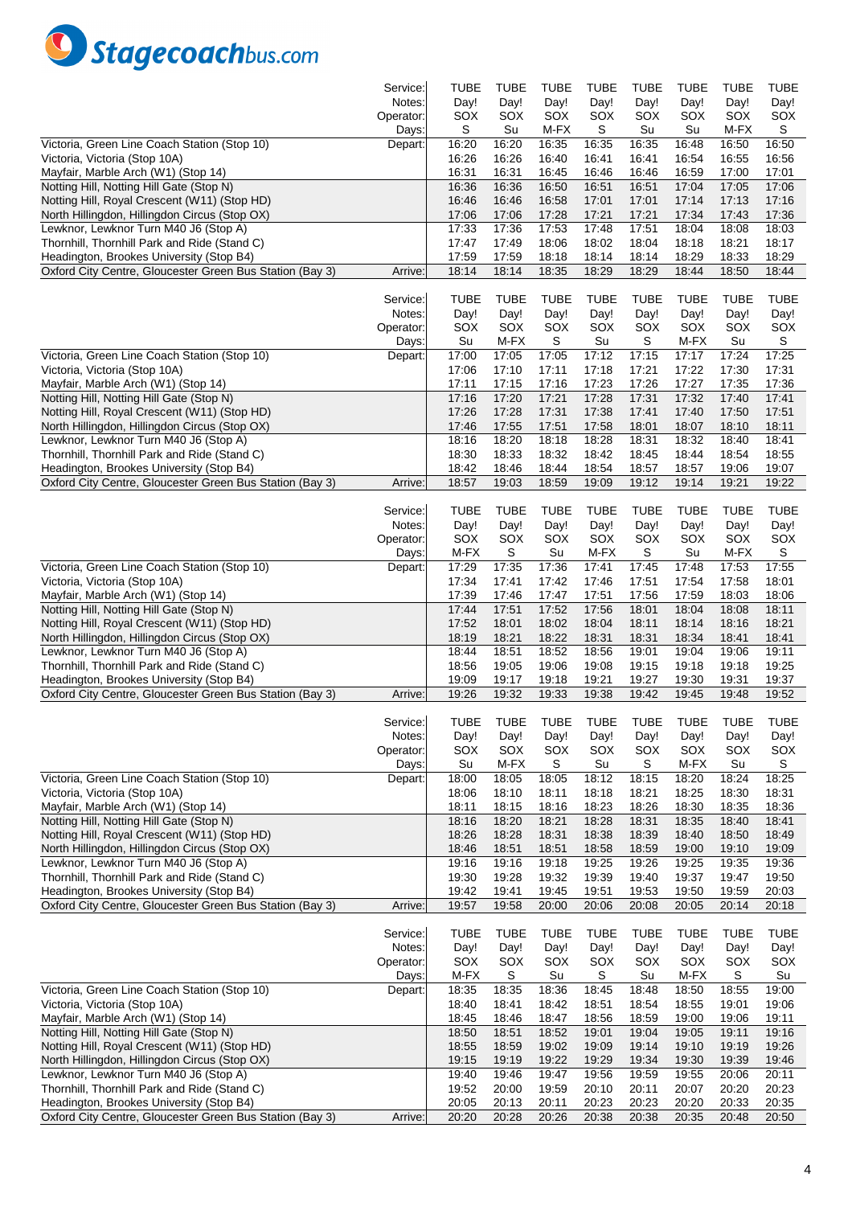Stagecoachbus.com

| Service: | TUBE | TUBE | TUBE | TUBE | TUBE | TUBE | TUBE | TUBE |
|---|---|---|---|---|---|---|---|---|
| Notes: | Day! | Day! | Day! | Day! | Day! | Day! | Day! | Day! |
| Operator: | SOX | SOX | SOX | SOX | SOX | SOX | SOX | SOX |
| Days: | S | Su | M-FX | S | Su | Su | M-FX | S |
| Victoria, Green Line Coach Station (Stop 10) Depart: | 16:20 | 16:20 | 16:35 | 16:35 | 16:35 | 16:48 | 16:50 | 16:50 |
| Victoria, Victoria (Stop 10A) | 16:26 | 16:26 | 16:40 | 16:41 | 16:41 | 16:54 | 16:55 | 16:56 |
| Mayfair, Marble Arch (W1) (Stop 14) | 16:31 | 16:31 | 16:45 | 16:46 | 16:46 | 16:59 | 17:00 | 17:01 |
| Notting Hill, Notting Hill Gate (Stop N) | 16:36 | 16:36 | 16:50 | 16:51 | 16:51 | 17:04 | 17:05 | 17:06 |
| Notting Hill, Royal Crescent (W11) (Stop HD) | 16:46 | 16:46 | 16:58 | 17:01 | 17:01 | 17:14 | 17:13 | 17:16 |
| North Hillingdon, Hillingdon Circus (Stop OX) | 17:06 | 17:06 | 17:28 | 17:21 | 17:21 | 17:34 | 17:43 | 17:36 |
| Lewknor, Lewknor Turn M40 J6 (Stop A) | 17:33 | 17:36 | 17:53 | 17:48 | 17:51 | 18:04 | 18:08 | 18:03 |
| Thornhill, Thornhill Park and Ride (Stand C) | 17:47 | 17:49 | 18:06 | 18:02 | 18:04 | 18:18 | 18:21 | 18:17 |
| Headington, Brookes University (Stop B4) | 17:59 | 17:59 | 18:18 | 18:14 | 18:14 | 18:29 | 18:33 | 18:29 |
| Oxford City Centre, Gloucester Green Bus Station (Bay 3) Arrive: | 18:14 | 18:14 | 18:35 | 18:29 | 18:29 | 18:44 | 18:50 | 18:44 |

| Service: | TUBE | TUBE | TUBE | TUBE | TUBE | TUBE | TUBE | TUBE |
|---|---|---|---|---|---|---|---|---|
| Notes: | Day! | Day! | Day! | Day! | Day! | Day! | Day! | Day! |
| Operator: | SOX | SOX | SOX | SOX | SOX | SOX | SOX | SOX |
| Days: | Su | M-FX | S | Su | S | M-FX | Su | S |
| Victoria, Green Line Coach Station (Stop 10) Depart: | 17:00 | 17:05 | 17:05 | 17:12 | 17:15 | 17:17 | 17:24 | 17:25 |
| Victoria, Victoria (Stop 10A) | 17:06 | 17:10 | 17:11 | 17:18 | 17:21 | 17:22 | 17:30 | 17:31 |
| Mayfair, Marble Arch (W1) (Stop 14) | 17:11 | 17:15 | 17:16 | 17:23 | 17:26 | 17:27 | 17:35 | 17:36 |
| Notting Hill, Notting Hill Gate (Stop N) | 17:16 | 17:20 | 17:21 | 17:28 | 17:31 | 17:32 | 17:40 | 17:41 |
| Notting Hill, Royal Crescent (W11) (Stop HD) | 17:26 | 17:28 | 17:31 | 17:38 | 17:41 | 17:40 | 17:50 | 17:51 |
| North Hillingdon, Hillingdon Circus (Stop OX) | 17:46 | 17:55 | 17:51 | 17:58 | 18:01 | 18:07 | 18:10 | 18:11 |
| Lewknor, Lewknor Turn M40 J6 (Stop A) | 18:16 | 18:20 | 18:18 | 18:28 | 18:31 | 18:32 | 18:40 | 18:41 |
| Thornhill, Thornhill Park and Ride (Stand C) | 18:30 | 18:33 | 18:32 | 18:42 | 18:45 | 18:44 | 18:54 | 18:55 |
| Headington, Brookes University (Stop B4) | 18:42 | 18:46 | 18:44 | 18:54 | 18:57 | 18:57 | 19:06 | 19:07 |
| Oxford City Centre, Gloucester Green Bus Station (Bay 3) Arrive: | 18:57 | 19:03 | 18:59 | 19:09 | 19:12 | 19:14 | 19:21 | 19:22 |

| Service: | TUBE | TUBE | TUBE | TUBE | TUBE | TUBE | TUBE | TUBE |
|---|---|---|---|---|---|---|---|---|
| Notes: | Day! | Day! | Day! | Day! | Day! | Day! | Day! | Day! |
| Operator: | SOX | SOX | SOX | SOX | SOX | SOX | SOX | SOX |
| Days: | M-FX | S | Su | M-FX | S | Su | M-FX | S |
| Victoria, Green Line Coach Station (Stop 10) Depart: | 17:29 | 17:35 | 17:36 | 17:41 | 17:45 | 17:48 | 17:53 | 17:55 |
| Victoria, Victoria (Stop 10A) | 17:34 | 17:41 | 17:42 | 17:46 | 17:51 | 17:54 | 17:58 | 18:01 |
| Mayfair, Marble Arch (W1) (Stop 14) | 17:39 | 17:46 | 17:47 | 17:51 | 17:56 | 17:59 | 18:03 | 18:06 |
| Notting Hill, Notting Hill Gate (Stop N) | 17:44 | 17:51 | 17:52 | 17:56 | 18:01 | 18:04 | 18:08 | 18:11 |
| Notting Hill, Royal Crescent (W11) (Stop HD) | 17:52 | 18:01 | 18:02 | 18:04 | 18:11 | 18:14 | 18:16 | 18:21 |
| North Hillingdon, Hillingdon Circus (Stop OX) | 18:19 | 18:21 | 18:22 | 18:31 | 18:31 | 18:34 | 18:41 | 18:41 |
| Lewknor, Lewknor Turn M40 J6 (Stop A) | 18:44 | 18:51 | 18:52 | 18:56 | 19:01 | 19:04 | 19:06 | 19:11 |
| Thornhill, Thornhill Park and Ride (Stand C) | 18:56 | 19:05 | 19:06 | 19:08 | 19:15 | 19:18 | 19:18 | 19:25 |
| Headington, Brookes University (Stop B4) | 19:09 | 19:17 | 19:18 | 19:21 | 19:27 | 19:30 | 19:31 | 19:37 |
| Oxford City Centre, Gloucester Green Bus Station (Bay 3) Arrive: | 19:26 | 19:32 | 19:33 | 19:38 | 19:42 | 19:45 | 19:48 | 19:52 |

| Service: | TUBE | TUBE | TUBE | TUBE | TUBE | TUBE | TUBE | TUBE |
|---|---|---|---|---|---|---|---|---|
| Notes: | Day! | Day! | Day! | Day! | Day! | Day! | Day! | Day! |
| Operator: | SOX | SOX | SOX | SOX | SOX | SOX | SOX | SOX |
| Days: | Su | M-FX | S | Su | S | M-FX | Su | S |
| Victoria, Green Line Coach Station (Stop 10) Depart: | 18:00 | 18:05 | 18:05 | 18:12 | 18:15 | 18:20 | 18:24 | 18:25 |
| Victoria, Victoria (Stop 10A) | 18:06 | 18:10 | 18:11 | 18:18 | 18:21 | 18:25 | 18:30 | 18:31 |
| Mayfair, Marble Arch (W1) (Stop 14) | 18:11 | 18:15 | 18:16 | 18:23 | 18:26 | 18:30 | 18:35 | 18:36 |
| Notting Hill, Notting Hill Gate (Stop N) | 18:16 | 18:20 | 18:21 | 18:28 | 18:31 | 18:35 | 18:40 | 18:41 |
| Notting Hill, Royal Crescent (W11) (Stop HD) | 18:26 | 18:28 | 18:31 | 18:38 | 18:39 | 18:40 | 18:50 | 18:49 |
| North Hillingdon, Hillingdon Circus (Stop OX) | 18:46 | 18:51 | 18:51 | 18:58 | 18:59 | 19:00 | 19:10 | 19:09 |
| Lewknor, Lewknor Turn M40 J6 (Stop A) | 19:16 | 19:16 | 19:18 | 19:25 | 19:26 | 19:25 | 19:35 | 19:36 |
| Thornhill, Thornhill Park and Ride (Stand C) | 19:30 | 19:28 | 19:32 | 19:39 | 19:40 | 19:37 | 19:47 | 19:50 |
| Headington, Brookes University (Stop B4) | 19:42 | 19:41 | 19:45 | 19:51 | 19:53 | 19:50 | 19:59 | 20:03 |
| Oxford City Centre, Gloucester Green Bus Station (Bay 3) Arrive: | 19:57 | 19:58 | 20:00 | 20:06 | 20:08 | 20:05 | 20:14 | 20:18 |

| Service: | TUBE | TUBE | TUBE | TUBE | TUBE | TUBE | TUBE | TUBE |
|---|---|---|---|---|---|---|---|---|
| Notes: | Day! | Day! | Day! | Day! | Day! | Day! | Day! | Day! |
| Operator: | SOX | SOX | SOX | SOX | SOX | SOX | SOX | SOX |
| Days: | M-FX | S | Su | S | Su | M-FX | S | Su |
| Victoria, Green Line Coach Station (Stop 10) Depart: | 18:35 | 18:35 | 18:36 | 18:45 | 18:48 | 18:50 | 18:55 | 19:00 |
| Victoria, Victoria (Stop 10A) | 18:40 | 18:41 | 18:42 | 18:51 | 18:54 | 18:55 | 19:01 | 19:06 |
| Mayfair, Marble Arch (W1) (Stop 14) | 18:45 | 18:46 | 18:47 | 18:56 | 18:59 | 19:00 | 19:06 | 19:11 |
| Notting Hill, Notting Hill Gate (Stop N) | 18:50 | 18:51 | 18:52 | 19:01 | 19:04 | 19:05 | 19:11 | 19:16 |
| Notting Hill, Royal Crescent (W11) (Stop HD) | 18:55 | 18:59 | 19:02 | 19:09 | 19:14 | 19:10 | 19:19 | 19:26 |
| North Hillingdon, Hillingdon Circus (Stop OX) | 19:15 | 19:19 | 19:22 | 19:29 | 19:34 | 19:30 | 19:39 | 19:46 |
| Lewknor, Lewknor Turn M40 J6 (Stop A) | 19:40 | 19:46 | 19:47 | 19:56 | 19:59 | 19:55 | 20:06 | 20:11 |
| Thornhill, Thornhill Park and Ride (Stand C) | 19:52 | 20:00 | 19:59 | 20:10 | 20:11 | 20:07 | 20:20 | 20:23 |
| Headington, Brookes University (Stop B4) | 20:05 | 20:13 | 20:11 | 20:23 | 20:23 | 20:20 | 20:33 | 20:35 |
| Oxford City Centre, Gloucester Green Bus Station (Bay 3) Arrive: | 20:20 | 20:28 | 20:26 | 20:38 | 20:38 | 20:35 | 20:48 | 20:50 |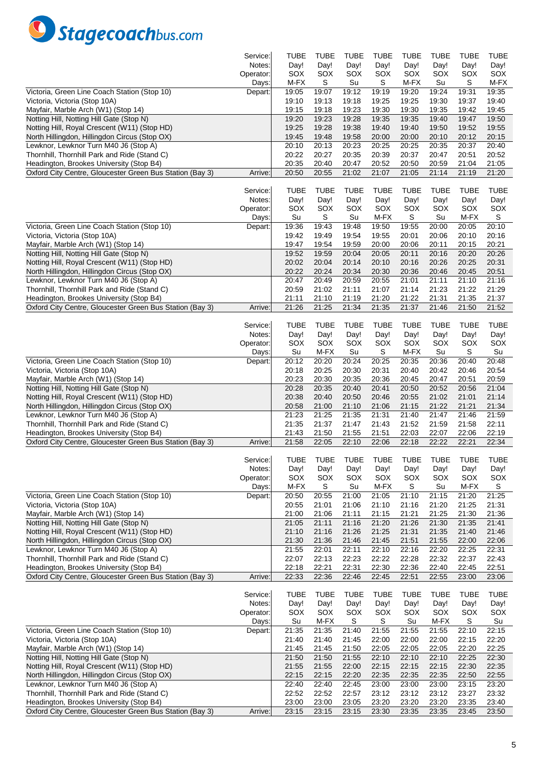Stagecoachbus.com

| Service: | TUBE | TUBE | TUBE | TUBE | TUBE | TUBE | TUBE | TUBE |
|---|---|---|---|---|---|---|---|---|
| Notes: | Day! | Day! | Day! | Day! | Day! | Day! | Day! | Day! |
| Operator: | SOX | SOX | SOX | SOX | SOX | SOX | SOX | SOX |
| Days: | M-FX | S | Su | S | M-FX | Su | S | M-FX |
| Victoria, Green Line Coach Station (Stop 10) Depart: | 19:05 | 19:07 | 19:12 | 19:19 | 19:20 | 19:24 | 19:31 | 19:35 |
| Victoria, Victoria (Stop 10A) | 19:10 | 19:13 | 19:18 | 19:25 | 19:25 | 19:30 | 19:37 | 19:40 |
| Mayfair, Marble Arch (W1) (Stop 14) | 19:15 | 19:18 | 19:23 | 19:30 | 19:30 | 19:35 | 19:42 | 19:45 |
| Notting Hill, Notting Hill Gate (Stop N) | 19:20 | 19:23 | 19:28 | 19:35 | 19:35 | 19:40 | 19:47 | 19:50 |
| Notting Hill, Royal Crescent (W11) (Stop HD) | 19:25 | 19:28 | 19:38 | 19:40 | 19:40 | 19:50 | 19:52 | 19:55 |
| North Hillingdon, Hillingdon Circus (Stop OX) | 19:45 | 19:48 | 19:58 | 20:00 | 20:00 | 20:10 | 20:12 | 20:15 |
| Lewknor, Lewknor Turn M40 J6 (Stop A) | 20:10 | 20:13 | 20:23 | 20:25 | 20:25 | 20:35 | 20:37 | 20:40 |
| Thornhill, Thornhill Park and Ride (Stand C) | 20:22 | 20:27 | 20:35 | 20:39 | 20:37 | 20:47 | 20:51 | 20:52 |
| Headington, Brookes University (Stop B4) | 20:35 | 20:40 | 20:47 | 20:52 | 20:50 | 20:59 | 21:04 | 21:05 |
| Oxford City Centre, Gloucester Green Bus Station (Bay 3) Arrive: | 20:50 | 20:55 | 21:02 | 21:07 | 21:05 | 21:14 | 21:19 | 21:20 |

| Service: | TUBE | TUBE | TUBE | TUBE | TUBE | TUBE | TUBE | TUBE |
|---|---|---|---|---|---|---|---|---|
| Notes: | Day! | Day! | Day! | Day! | Day! | Day! | Day! | Day! |
| Operator: | SOX | SOX | SOX | SOX | SOX | SOX | SOX | SOX |
| Days: | Su | S | Su | M-FX | S | Su | M-FX | S |
| Victoria, Green Line Coach Station (Stop 10) Depart: | 19:36 | 19:43 | 19:48 | 19:50 | 19:55 | 20:00 | 20:05 | 20:10 |
| Victoria, Victoria (Stop 10A) | 19:42 | 19:49 | 19:54 | 19:55 | 20:01 | 20:06 | 20:10 | 20:16 |
| Mayfair, Marble Arch (W1) (Stop 14) | 19:47 | 19:54 | 19:59 | 20:00 | 20:06 | 20:11 | 20:15 | 20:21 |
| Notting Hill, Notting Hill Gate (Stop N) | 19:52 | 19:59 | 20:04 | 20:05 | 20:11 | 20:16 | 20:20 | 20:26 |
| Notting Hill, Royal Crescent (W11) (Stop HD) | 20:02 | 20:04 | 20:14 | 20:10 | 20:16 | 20:26 | 20:25 | 20:31 |
| North Hillingdon, Hillingdon Circus (Stop OX) | 20:22 | 20:24 | 20:34 | 20:30 | 20:36 | 20:46 | 20:45 | 20:51 |
| Lewknor, Lewknor Turn M40 J6 (Stop A) | 20:47 | 20:49 | 20:59 | 20:55 | 21:01 | 21:11 | 21:10 | 21:16 |
| Thornhill, Thornhill Park and Ride (Stand C) | 20:59 | 21:02 | 21:11 | 21:07 | 21:14 | 21:23 | 21:22 | 21:29 |
| Headington, Brookes University (Stop B4) | 21:11 | 21:10 | 21:19 | 21:20 | 21:22 | 21:31 | 21:35 | 21:37 |
| Oxford City Centre, Gloucester Green Bus Station (Bay 3) Arrive: | 21:26 | 21:25 | 21:34 | 21:35 | 21:37 | 21:46 | 21:50 | 21:52 |

| Service: | TUBE | TUBE | TUBE | TUBE | TUBE | TUBE | TUBE | TUBE |
|---|---|---|---|---|---|---|---|---|
| Notes: | Day! | Day! | Day! | Day! | Day! | Day! | Day! | Day! |
| Operator: | SOX | SOX | SOX | SOX | SOX | SOX | SOX | SOX |
| Days: | Su | M-FX | Su | S | M-FX | Su | S | Su |
| Victoria, Green Line Coach Station (Stop 10) Depart: | 20:12 | 20:20 | 20:24 | 20:25 | 20:35 | 20:36 | 20:40 | 20:48 |
| Victoria, Victoria (Stop 10A) | 20:18 | 20:25 | 20:30 | 20:31 | 20:40 | 20:42 | 20:46 | 20:54 |
| Mayfair, Marble Arch (W1) (Stop 14) | 20:23 | 20:30 | 20:35 | 20:36 | 20:45 | 20:47 | 20:51 | 20:59 |
| Notting Hill, Notting Hill Gate (Stop N) | 20:28 | 20:35 | 20:40 | 20:41 | 20:50 | 20:52 | 20:56 | 21:04 |
| Notting Hill, Royal Crescent (W11) (Stop HD) | 20:38 | 20:40 | 20:50 | 20:46 | 20:55 | 21:02 | 21:01 | 21:14 |
| North Hillingdon, Hillingdon Circus (Stop OX) | 20:58 | 21:00 | 21:10 | 21:06 | 21:15 | 21:22 | 21:21 | 21:34 |
| Lewknor, Lewknor Turn M40 J6 (Stop A) | 21:23 | 21:25 | 21:35 | 21:31 | 21:40 | 21:47 | 21:46 | 21:59 |
| Thornhill, Thornhill Park and Ride (Stand C) | 21:35 | 21:37 | 21:47 | 21:43 | 21:52 | 21:59 | 21:58 | 22:11 |
| Headington, Brookes University (Stop B4) | 21:43 | 21:50 | 21:55 | 21:51 | 22:03 | 22:07 | 22:06 | 22:19 |
| Oxford City Centre, Gloucester Green Bus Station (Bay 3) Arrive: | 21:58 | 22:05 | 22:10 | 22:06 | 22:18 | 22:22 | 22:21 | 22:34 |

| Service: | TUBE | TUBE | TUBE | TUBE | TUBE | TUBE | TUBE | TUBE |
|---|---|---|---|---|---|---|---|---|
| Notes: | Day! | Day! | Day! | Day! | Day! | Day! | Day! | Day! |
| Operator: | SOX | SOX | SOX | SOX | SOX | SOX | SOX | SOX |
| Days: | M-FX | S | Su | M-FX | S | Su | M-FX | S |
| Victoria, Green Line Coach Station (Stop 10) Depart: | 20:50 | 20:55 | 21:00 | 21:05 | 21:10 | 21:15 | 21:20 | 21:25 |
| Victoria, Victoria (Stop 10A) | 20:55 | 21:01 | 21:06 | 21:10 | 21:16 | 21:20 | 21:25 | 21:31 |
| Mayfair, Marble Arch (W1) (Stop 14) | 21:00 | 21:06 | 21:11 | 21:15 | 21:21 | 21:25 | 21:30 | 21:36 |
| Notting Hill, Notting Hill Gate (Stop N) | 21:05 | 21:11 | 21:16 | 21:20 | 21:26 | 21:30 | 21:35 | 21:41 |
| Notting Hill, Royal Crescent (W11) (Stop HD) | 21:10 | 21:16 | 21:26 | 21:25 | 21:31 | 21:35 | 21:40 | 21:46 |
| North Hillingdon, Hillingdon Circus (Stop OX) | 21:30 | 21:36 | 21:46 | 21:45 | 21:51 | 21:55 | 22:00 | 22:06 |
| Lewknor, Lewknor Turn M40 J6 (Stop A) | 21:55 | 22:01 | 22:11 | 22:10 | 22:16 | 22:20 | 22:25 | 22:31 |
| Thornhill, Thornhill Park and Ride (Stand C) | 22:07 | 22:13 | 22:23 | 22:22 | 22:28 | 22:32 | 22:37 | 22:43 |
| Headington, Brookes University (Stop B4) | 22:18 | 22:21 | 22:31 | 22:30 | 22:36 | 22:40 | 22:45 | 22:51 |
| Oxford City Centre, Gloucester Green Bus Station (Bay 3) Arrive: | 22:33 | 22:36 | 22:46 | 22:45 | 22:51 | 22:55 | 23:00 | 23:06 |

| Service: | TUBE | TUBE | TUBE | TUBE | TUBE | TUBE | TUBE | TUBE |
|---|---|---|---|---|---|---|---|---|
| Notes: | Day! | Day! | Day! | Day! | Day! | Day! | Day! | Day! |
| Operator: | SOX | SOX | SOX | SOX | SOX | SOX | SOX | SOX |
| Days: | Su | M-FX | S | S | Su | M-FX | S | Su |
| Victoria, Green Line Coach Station (Stop 10) Depart: | 21:35 | 21:35 | 21:40 | 21:55 | 21:55 | 21:55 | 22:10 | 22:15 |
| Victoria, Victoria (Stop 10A) | 21:40 | 21:40 | 21:45 | 22:00 | 22:00 | 22:00 | 22:15 | 22:20 |
| Mayfair, Marble Arch (W1) (Stop 14) | 21:45 | 21:45 | 21:50 | 22:05 | 22:05 | 22:05 | 22:20 | 22:25 |
| Notting Hill, Notting Hill Gate (Stop N) | 21:50 | 21:50 | 21:55 | 22:10 | 22:10 | 22:10 | 22:25 | 22:30 |
| Notting Hill, Royal Crescent (W11) (Stop HD) | 21:55 | 21:55 | 22:00 | 22:15 | 22:15 | 22:15 | 22:30 | 22:35 |
| North Hillingdon, Hillingdon Circus (Stop OX) | 22:15 | 22:15 | 22:20 | 22:35 | 22:35 | 22:35 | 22:50 | 22:55 |
| Lewknor, Lewknor Turn M40 J6 (Stop A) | 22:40 | 22:40 | 22:45 | 23:00 | 23:00 | 23:00 | 23:15 | 23:20 |
| Thornhill, Thornhill Park and Ride (Stand C) | 22:52 | 22:52 | 22:57 | 23:12 | 23:12 | 23:12 | 23:27 | 23:32 |
| Headington, Brookes University (Stop B4) | 23:00 | 23:00 | 23:05 | 23:20 | 23:20 | 23:20 | 23:35 | 23:40 |
| Oxford City Centre, Gloucester Green Bus Station (Bay 3) Arrive: | 23:15 | 23:15 | 23:15 | 23:30 | 23:35 | 23:35 | 23:45 | 23:50 |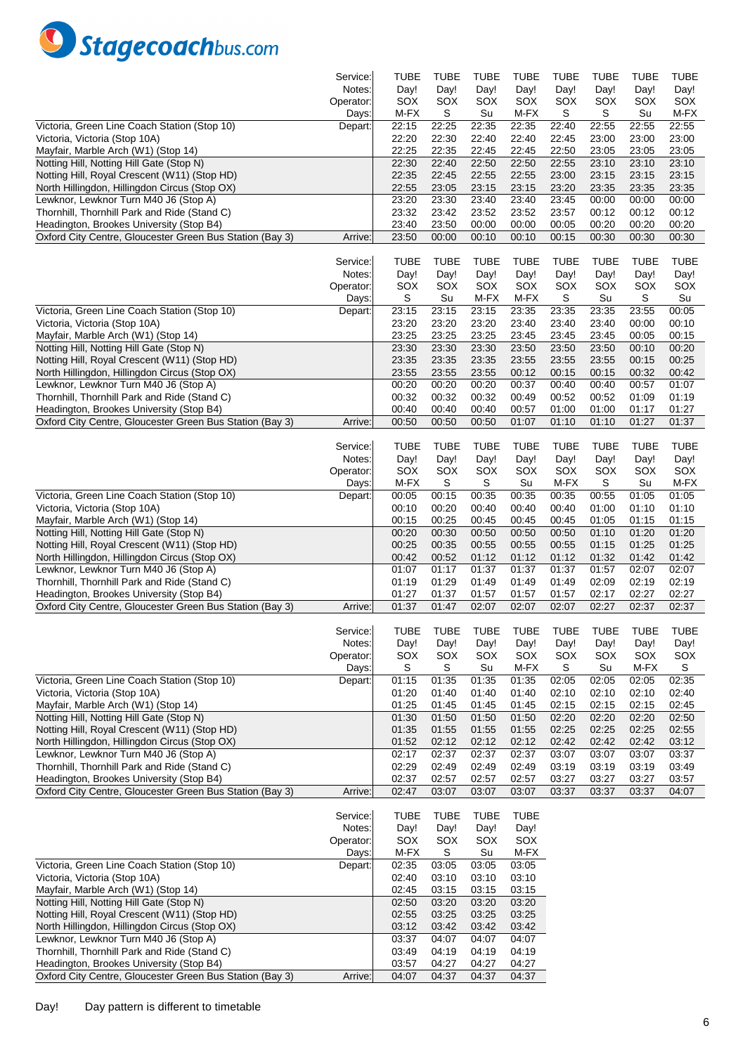Stagecoachbus.com

| Service: | TUBE | TUBE | TUBE | TUBE | TUBE | TUBE | TUBE | TUBE |
|---|---|---|---|---|---|---|---|---|
| Notes: | Day! | Day! | Day! | Day! | Day! | Day! | Day! | Day! |
| Operator: | SOX | SOX | SOX | SOX | SOX | SOX | SOX | SOX |
| Days: | M-FX | S | Su | M-FX | S | S | Su | M-FX |
| Victoria, Green Line Coach Station (Stop 10) Depart: | 22:15 | 22:25 | 22:35 | 22:35 | 22:40 | 22:55 | 22:55 | 22:55 |
| Victoria, Victoria (Stop 10A) | 22:20 | 22:30 | 22:40 | 22:40 | 22:45 | 23:00 | 23:00 | 23:00 |
| Mayfair, Marble Arch (W1) (Stop 14) | 22:25 | 22:35 | 22:45 | 22:45 | 22:50 | 23:05 | 23:05 | 23:05 |
| Notting Hill, Notting Hill Gate (Stop N) | 22:30 | 22:40 | 22:50 | 22:50 | 22:55 | 23:10 | 23:10 | 23:10 |
| Notting Hill, Royal Crescent (W11) (Stop HD) | 22:35 | 22:45 | 22:55 | 22:55 | 23:00 | 23:15 | 23:15 | 23:15 |
| North Hillingdon, Hillingdon Circus (Stop OX) | 22:55 | 23:05 | 23:15 | 23:15 | 23:20 | 23:35 | 23:35 | 23:35 |
| Lewknor, Lewknor Turn M40 J6 (Stop A) | 23:20 | 23:30 | 23:40 | 23:40 | 23:45 | 00:00 | 00:00 | 00:00 |
| Thornhill, Thornhill Park and Ride (Stand C) | 23:32 | 23:42 | 23:52 | 23:52 | 23:57 | 00:12 | 00:12 | 00:12 |
| Headington, Brookes University (Stop B4) | 23:40 | 23:50 | 00:00 | 00:00 | 00:05 | 00:20 | 00:20 | 00:20 |
| Oxford City Centre, Gloucester Green Bus Station (Bay 3) Arrive: | 23:50 | 00:00 | 00:10 | 00:10 | 00:15 | 00:30 | 00:30 | 00:30 |

| Service: | TUBE | TUBE | TUBE | TUBE | TUBE | TUBE | TUBE | TUBE |
|---|---|---|---|---|---|---|---|---|
| Notes: | Day! | Day! | Day! | Day! | Day! | Day! | Day! | Day! |
| Operator: | SOX | SOX | SOX | SOX | SOX | SOX | SOX | SOX |
| Days: | S | Su | M-FX | M-FX | S | Su | S | Su |
| Victoria, Green Line Coach Station (Stop 10) Depart: | 23:15 | 23:15 | 23:15 | 23:35 | 23:35 | 23:35 | 23:55 | 00:05 |
| Victoria, Victoria (Stop 10A) | 23:20 | 23:20 | 23:20 | 23:40 | 23:40 | 23:40 | 00:00 | 00:10 |
| Mayfair, Marble Arch (W1) (Stop 14) | 23:25 | 23:25 | 23:25 | 23:45 | 23:45 | 23:45 | 00:05 | 00:15 |
| Notting Hill, Notting Hill Gate (Stop N) | 23:30 | 23:30 | 23:30 | 23:50 | 23:50 | 23:50 | 00:10 | 00:20 |
| Notting Hill, Royal Crescent (W11) (Stop HD) | 23:35 | 23:35 | 23:35 | 23:55 | 23:55 | 23:55 | 00:15 | 00:25 |
| North Hillingdon, Hillingdon Circus (Stop OX) | 23:55 | 23:55 | 23:55 | 00:12 | 00:15 | 00:15 | 00:32 | 00:42 |
| Lewknor, Lewknor Turn M40 J6 (Stop A) | 00:20 | 00:20 | 00:20 | 00:37 | 00:40 | 00:40 | 00:57 | 01:07 |
| Thornhill, Thornhill Park and Ride (Stand C) | 00:32 | 00:32 | 00:32 | 00:49 | 00:52 | 00:52 | 01:09 | 01:19 |
| Headington, Brookes University (Stop B4) | 00:40 | 00:40 | 00:40 | 00:57 | 01:00 | 01:00 | 01:17 | 01:27 |
| Oxford City Centre, Gloucester Green Bus Station (Bay 3) Arrive: | 00:50 | 00:50 | 00:50 | 01:07 | 01:10 | 01:10 | 01:27 | 01:37 |

| Service: | TUBE | TUBE | TUBE | TUBE | TUBE | TUBE | TUBE | TUBE |
|---|---|---|---|---|---|---|---|---|
| Notes: | Day! | Day! | Day! | Day! | Day! | Day! | Day! | Day! |
| Operator: | SOX | SOX | SOX | SOX | SOX | SOX | SOX | SOX |
| Days: | M-FX | S | S | Su | M-FX | S | Su | M-FX |
| Victoria, Green Line Coach Station (Stop 10) Depart: | 00:05 | 00:15 | 00:35 | 00:35 | 00:35 | 00:55 | 01:05 | 01:05 |
| Victoria, Victoria (Stop 10A) | 00:10 | 00:20 | 00:40 | 00:40 | 00:40 | 01:00 | 01:10 | 01:10 |
| Mayfair, Marble Arch (W1) (Stop 14) | 00:15 | 00:25 | 00:45 | 00:45 | 00:45 | 01:05 | 01:15 | 01:15 |
| Notting Hill, Notting Hill Gate (Stop N) | 00:20 | 00:30 | 00:50 | 00:50 | 00:50 | 01:10 | 01:20 | 01:20 |
| Notting Hill, Royal Crescent (W11) (Stop HD) | 00:25 | 00:35 | 00:55 | 00:55 | 00:55 | 01:15 | 01:25 | 01:25 |
| North Hillingdon, Hillingdon Circus (Stop OX) | 00:42 | 00:52 | 01:12 | 01:12 | 01:12 | 01:32 | 01:42 | 01:42 |
| Lewknor, Lewknor Turn M40 J6 (Stop A) | 01:07 | 01:17 | 01:37 | 01:37 | 01:37 | 01:57 | 02:07 | 02:07 |
| Thornhill, Thornhill Park and Ride (Stand C) | 01:19 | 01:29 | 01:49 | 01:49 | 01:49 | 02:09 | 02:19 | 02:19 |
| Headington, Brookes University (Stop B4) | 01:27 | 01:37 | 01:57 | 01:57 | 01:57 | 02:17 | 02:27 | 02:27 |
| Oxford City Centre, Gloucester Green Bus Station (Bay 3) Arrive: | 01:37 | 01:47 | 02:07 | 02:07 | 02:07 | 02:27 | 02:37 | 02:37 |

| Service: | TUBE | TUBE | TUBE | TUBE | TUBE | TUBE | TUBE | TUBE |
|---|---|---|---|---|---|---|---|---|
| Notes: | Day! | Day! | Day! | Day! | Day! | Day! | Day! | Day! |
| Operator: | SOX | SOX | SOX | SOX | SOX | SOX | SOX | SOX |
| Days: | S | S | Su | M-FX | S | Su | M-FX | S |
| Victoria, Green Line Coach Station (Stop 10) Depart: | 01:15 | 01:35 | 01:35 | 01:35 | 02:05 | 02:05 | 02:05 | 02:35 |
| Victoria, Victoria (Stop 10A) | 01:20 | 01:40 | 01:40 | 01:40 | 02:10 | 02:10 | 02:10 | 02:40 |
| Mayfair, Marble Arch (W1) (Stop 14) | 01:25 | 01:45 | 01:45 | 01:45 | 02:15 | 02:15 | 02:15 | 02:45 |
| Notting Hill, Notting Hill Gate (Stop N) | 01:30 | 01:50 | 01:50 | 01:50 | 02:20 | 02:20 | 02:20 | 02:50 |
| Notting Hill, Royal Crescent (W11) (Stop HD) | 01:35 | 01:55 | 01:55 | 01:55 | 02:25 | 02:25 | 02:25 | 02:55 |
| North Hillingdon, Hillingdon Circus (Stop OX) | 01:52 | 02:12 | 02:12 | 02:12 | 02:42 | 02:42 | 02:42 | 03:12 |
| Lewknor, Lewknor Turn M40 J6 (Stop A) | 02:17 | 02:37 | 02:37 | 02:37 | 03:07 | 03:07 | 03:07 | 03:37 |
| Thornhill, Thornhill Park and Ride (Stand C) | 02:29 | 02:49 | 02:49 | 02:49 | 03:19 | 03:19 | 03:19 | 03:49 |
| Headington, Brookes University (Stop B4) | 02:37 | 02:57 | 02:57 | 02:57 | 03:27 | 03:27 | 03:27 | 03:57 |
| Oxford City Centre, Gloucester Green Bus Station (Bay 3) Arrive: | 02:47 | 03:07 | 03:07 | 03:07 | 03:37 | 03:37 | 03:37 | 04:07 |

| Service: | TUBE | TUBE | TUBE | TUBE |
|---|---|---|---|---|
| Notes: | Day! | Day! | Day! | Day! |
| Operator: | SOX | SOX | SOX | SOX |
| Days: | M-FX | S | Su | M-FX |
| Victoria, Green Line Coach Station (Stop 10) Depart: | 02:35 | 03:05 | 03:05 | 03:05 |
| Victoria, Victoria (Stop 10A) | 02:40 | 03:10 | 03:10 | 03:10 |
| Mayfair, Marble Arch (W1) (Stop 14) | 02:45 | 03:15 | 03:15 | 03:15 |
| Notting Hill, Notting Hill Gate (Stop N) | 02:50 | 03:20 | 03:20 | 03:20 |
| Notting Hill, Royal Crescent (W11) (Stop HD) | 02:55 | 03:25 | 03:25 | 03:25 |
| North Hillingdon, Hillingdon Circus (Stop OX) | 03:12 | 03:42 | 03:42 | 03:42 |
| Lewknor, Lewknor Turn M40 J6 (Stop A) | 03:37 | 04:07 | 04:07 | 04:07 |
| Thornhill, Thornhill Park and Ride (Stand C) | 03:49 | 04:19 | 04:19 | 04:19 |
| Headington, Brookes University (Stop B4) | 03:57 | 04:27 | 04:27 | 04:27 |
| Oxford City Centre, Gloucester Green Bus Station (Bay 3) Arrive: | 04:07 | 04:37 | 04:37 | 04:37 |

Day! Day pattern is different to timetable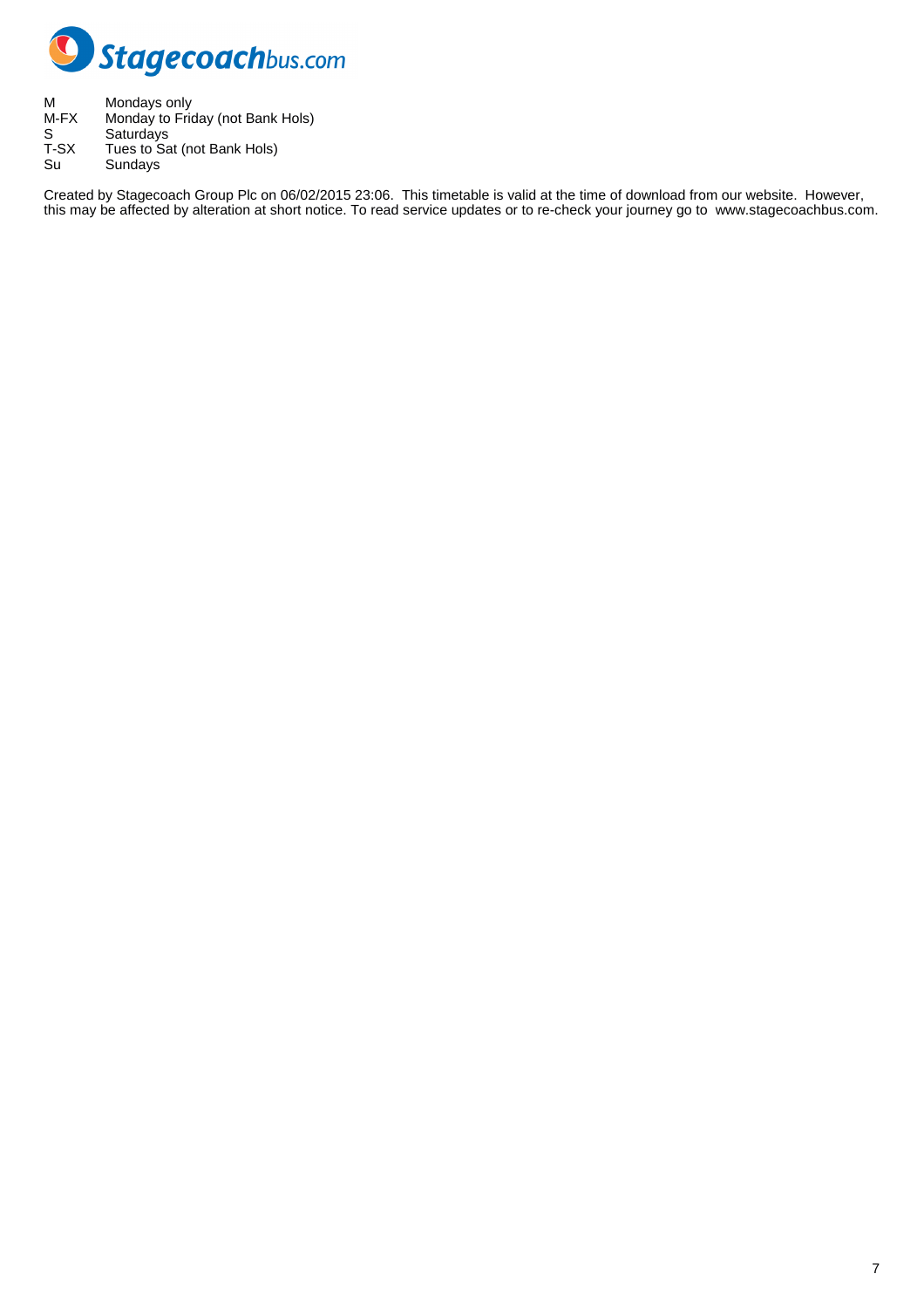| | |
|---|---|
| M | Mondays only |
| M-FX | Monday to Friday (not Bank Hols) |
| S | Saturdays |
| T-SX | Tues to Sat (not Bank Hols) |
| Su | Sundays |

Created by Stagecoach Group Plc on 06/02/2015 23:06. This timetable is valid at the time of download from our website. However, this may be affected by alteration at short notice. To read service updates or to re-check your journey go to www.stagecoachbus.com.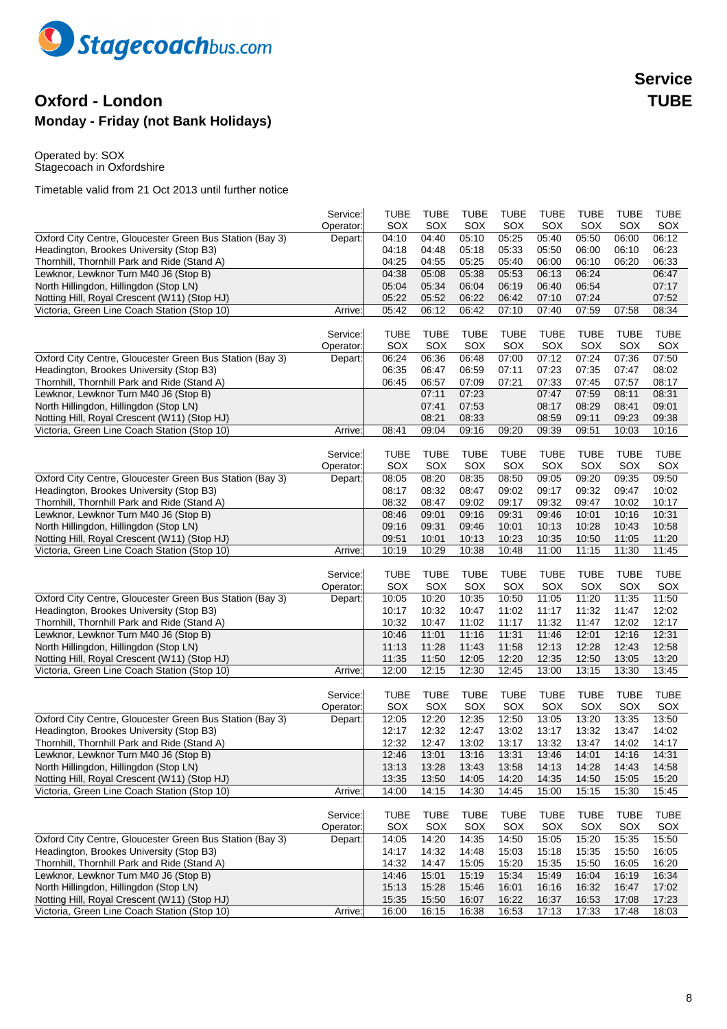# Stagecoachbus.com

## Oxford - London

### Monday - Friday (not Bank Holidays)

**Service TUBE**

Operated by: SOX
Stagecoach in Oxfordshire

Timetable valid from 21 Oct 2013 until further notice

| | Service: | TUBE | TUBE | TUBE | TUBE | TUBE | TUBE | TUBE | TUBE |
|---|---|---|---|---|---|---|---|---|---|
| | Operator: | SOX | SOX | SOX | SOX | SOX | SOX | SOX | SOX |
| Oxford City Centre, Gloucester Green Bus Station (Bay 3) | Depart: | 04:10 | 04:40 | 05:10 | 05:25 | 05:40 | 05:50 | 06:00 | 06:12 |
| Headington, Brookes University (Stop B3) | | 04:18 | 04:48 | 05:18 | 05:33 | 05:50 | 06:00 | 06:10 | 06:23 |
| Thornhill, Thornhill Park and Ride (Stand A) | | 04:25 | 04:55 | 05:25 | 05:40 | 06:00 | 06:10 | 06:20 | 06:33 |
| Lewknor, Lewknor Turn M40 J6 (Stop B) | | 04:38 | 05:08 | 05:38 | 05:53 | 06:13 | 06:24 | | 06:47 |
| North Hillingdon, Hillingdon (Stop LN) | | 05:04 | 05:34 | 06:04 | 06:19 | 06:40 | 06:54 | | 07:17 |
| Notting Hill, Royal Crescent (W11) (Stop HJ) | | 05:22 | 05:52 | 06:22 | 06:42 | 07:10 | 07:24 | | 07:52 |
| Victoria, Green Line Coach Station (Stop 10) | Arrive: | 05:42 | 06:12 | 06:42 | 07:10 | 07:40 | 07:59 | 07:58 | 08:34 |

| | Service: | TUBE | TUBE | TUBE | TUBE | TUBE | TUBE | TUBE | TUBE |
|---|---|---|---|---|---|---|---|---|---|
| | Operator: | SOX | SOX | SOX | SOX | SOX | SOX | SOX | SOX |
| Oxford City Centre, Gloucester Green Bus Station (Bay 3) | Depart: | 06:24 | 06:36 | 06:48 | 07:00 | 07:12 | 07:24 | 07:36 | 07:50 |
| Headington, Brookes University (Stop B3) | | 06:35 | 06:47 | 06:59 | 07:11 | 07:23 | 07:35 | 07:47 | 08:02 |
| Thornhill, Thornhill Park and Ride (Stand A) | | 06:45 | 06:57 | 07:09 | 07:21 | 07:33 | 07:45 | 07:57 | 08:17 |
| Lewknor, Lewknor Turn M40 J6 (Stop B) | | | 07:11 | 07:23 | | 07:47 | 07:59 | 08:11 | 08:31 |
| North Hillingdon, Hillingdon (Stop LN) | | | 07:41 | 07:53 | | 08:17 | 08:29 | 08:41 | 09:01 |
| Notting Hill, Royal Crescent (W11) (Stop HJ) | | | 08:21 | 08:33 | | 08:59 | 09:11 | 09:23 | 09:38 |
| Victoria, Green Line Coach Station (Stop 10) | Arrive: | 08:41 | 09:04 | 09:16 | 09:20 | 09:39 | 09:51 | 10:03 | 10:16 |

| | Service: | TUBE | TUBE | TUBE | TUBE | TUBE | TUBE | TUBE | TUBE |
|---|---|---|---|---|---|---|---|---|---|
| | Operator: | SOX | SOX | SOX | SOX | SOX | SOX | SOX | SOX |
| Oxford City Centre, Gloucester Green Bus Station (Bay 3) | Depart: | 08:05 | 08:20 | 08:35 | 08:50 | 09:05 | 09:20 | 09:35 | 09:50 |
| Headington, Brookes University (Stop B3) | | 08:17 | 08:32 | 08:47 | 09:02 | 09:17 | 09:32 | 09:47 | 10:02 |
| Thornhill, Thornhill Park and Ride (Stand A) | | 08:32 | 08:47 | 09:02 | 09:17 | 09:32 | 09:47 | 10:02 | 10:17 |
| Lewknor, Lewknor Turn M40 J6 (Stop B) | | 08:46 | 09:01 | 09:16 | 09:31 | 09:46 | 10:01 | 10:16 | 10:31 |
| North Hillingdon, Hillingdon (Stop LN) | | 09:16 | 09:31 | 09:46 | 10:01 | 10:13 | 10:28 | 10:43 | 10:58 |
| Notting Hill, Royal Crescent (W11) (Stop HJ) | | 09:51 | 10:01 | 10:13 | 10:23 | 10:35 | 10:50 | 11:05 | 11:20 |
| Victoria, Green Line Coach Station (Stop 10) | Arrive: | 10:19 | 10:29 | 10:38 | 10:48 | 11:00 | 11:15 | 11:30 | 11:45 |

| | Service: | TUBE | TUBE | TUBE | TUBE | TUBE | TUBE | TUBE | TUBE |
|---|---|---|---|---|---|---|---|---|---|
| | Operator: | SOX | SOX | SOX | SOX | SOX | SOX | SOX | SOX |
| Oxford City Centre, Gloucester Green Bus Station (Bay 3) | Depart: | 10:05 | 10:20 | 10:35 | 10:50 | 11:05 | 11:20 | 11:35 | 11:50 |
| Headington, Brookes University (Stop B3) | | 10:17 | 10:32 | 10:47 | 11:02 | 11:17 | 11:32 | 11:47 | 12:02 |
| Thornhill, Thornhill Park and Ride (Stand A) | | 10:32 | 10:47 | 11:02 | 11:17 | 11:32 | 11:47 | 12:02 | 12:17 |
| Lewknor, Lewknor Turn M40 J6 (Stop B) | | 10:46 | 11:01 | 11:16 | 11:31 | 11:46 | 12:01 | 12:16 | 12:31 |
| North Hillingdon, Hillingdon (Stop LN) | | 11:13 | 11:28 | 11:43 | 11:58 | 12:13 | 12:28 | 12:43 | 12:58 |
| Notting Hill, Royal Crescent (W11) (Stop HJ) | | 11:35 | 11:50 | 12:05 | 12:20 | 12:35 | 12:50 | 13:05 | 13:20 |
| Victoria, Green Line Coach Station (Stop 10) | Arrive: | 12:00 | 12:15 | 12:30 | 12:45 | 13:00 | 13:15 | 13:30 | 13:45 |

| | Service: | TUBE | TUBE | TUBE | TUBE | TUBE | TUBE | TUBE | TUBE |
|---|---|---|---|---|---|---|---|---|---|
| | Operator: | SOX | SOX | SOX | SOX | SOX | SOX | SOX | SOX |
| Oxford City Centre, Gloucester Green Bus Station (Bay 3) | Depart: | 12:05 | 12:20 | 12:35 | 12:50 | 13:05 | 13:20 | 13:35 | 13:50 |
| Headington, Brookes University (Stop B3) | | 12:17 | 12:32 | 12:47 | 13:02 | 13:17 | 13:32 | 13:47 | 14:02 |
| Thornhill, Thornhill Park and Ride (Stand A) | | 12:32 | 12:47 | 13:02 | 13:17 | 13:32 | 13:47 | 14:02 | 14:17 |
| Lewknor, Lewknor Turn M40 J6 (Stop B) | | 12:46 | 13:01 | 13:16 | 13:31 | 13:46 | 14:01 | 14:16 | 14:31 |
| North Hillingdon, Hillingdon (Stop LN) | | 13:13 | 13:28 | 13:43 | 13:58 | 14:13 | 14:28 | 14:43 | 14:58 |
| Notting Hill, Royal Crescent (W11) (Stop HJ) | | 13:35 | 13:50 | 14:05 | 14:20 | 14:35 | 14:50 | 15:05 | 15:20 |
| Victoria, Green Line Coach Station (Stop 10) | Arrive: | 14:00 | 14:15 | 14:30 | 14:45 | 15:00 | 15:15 | 15:30 | 15:45 |

| | Service: | TUBE | TUBE | TUBE | TUBE | TUBE | TUBE | TUBE | TUBE |
|---|---|---|---|---|---|---|---|---|---|
| | Operator: | SOX | SOX | SOX | SOX | SOX | SOX | SOX | SOX |
| Oxford City Centre, Gloucester Green Bus Station (Bay 3) | Depart: | 14:05 | 14:20 | 14:35 | 14:50 | 15:05 | 15:20 | 15:35 | 15:50 |
| Headington, Brookes University (Stop B3) | | 14:17 | 14:32 | 14:48 | 15:03 | 15:18 | 15:35 | 15:50 | 16:05 |
| Thornhill, Thornhill Park and Ride (Stand A) | | 14:32 | 14:47 | 15:05 | 15:20 | 15:35 | 15:50 | 16:05 | 16:20 |
| Lewknor, Lewknor Turn M40 J6 (Stop B) | | 14:46 | 15:01 | 15:19 | 15:34 | 15:49 | 16:04 | 16:19 | 16:34 |
| North Hillingdon, Hillingdon (Stop LN) | | 15:13 | 15:28 | 15:46 | 16:01 | 16:16 | 16:32 | 16:47 | 17:02 |
| Notting Hill, Royal Crescent (W11) (Stop HJ) | | 15:35 | 15:50 | 16:07 | 16:22 | 16:37 | 16:53 | 17:08 | 17:23 |
| Victoria, Green Line Coach Station (Stop 10) | Arrive: | 16:00 | 16:15 | 16:38 | 16:53 | 17:13 | 17:33 | 17:48 | 18:03 |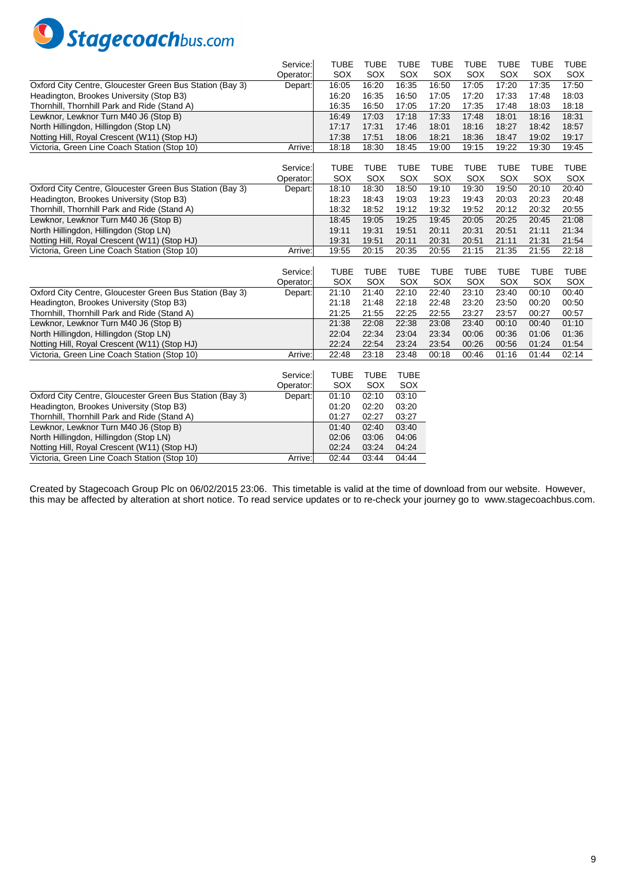Stagecoachbus.com

| | Service: | TUBE | TUBE | TUBE | TUBE | TUBE | TUBE | TUBE | TUBE |
|---|---|---|---|---|---|---|---|---|---|
| | Operator: | SOX | SOX | SOX | SOX | SOX | SOX | SOX | SOX |
| Oxford City Centre, Gloucester Green Bus Station (Bay 3) | Depart: | 16:05 | 16:20 | 16:35 | 16:50 | 17:05 | 17:20 | 17:35 | 17:50 |
| Headington, Brookes University (Stop B3) | | 16:20 | 16:35 | 16:50 | 17:05 | 17:20 | 17:33 | 17:48 | 18:03 |
| Thornhill, Thornhill Park and Ride (Stand A) | | 16:35 | 16:50 | 17:05 | 17:20 | 17:35 | 17:48 | 18:03 | 18:18 |
| Lewknor, Lewknor Turn M40 J6 (Stop B) | | 16:49 | 17:03 | 17:18 | 17:33 | 17:48 | 18:01 | 18:16 | 18:31 |
| North Hillingdon, Hillingdon (Stop LN) | | 17:17 | 17:31 | 17:46 | 18:01 | 18:16 | 18:27 | 18:42 | 18:57 |
| Notting Hill, Royal Crescent (W11) (Stop HJ) | | 17:38 | 17:51 | 18:06 | 18:21 | 18:36 | 18:47 | 19:02 | 19:17 |
| Victoria, Green Line Coach Station (Stop 10) | Arrive: | 18:18 | 18:30 | 18:45 | 19:00 | 19:15 | 19:22 | 19:30 | 19:45 |

| | Service: | TUBE | TUBE | TUBE | TUBE | TUBE | TUBE | TUBE | TUBE |
|---|---|---|---|---|---|---|---|---|---|
| | Operator: | SOX | SOX | SOX | SOX | SOX | SOX | SOX | SOX |
| Oxford City Centre, Gloucester Green Bus Station (Bay 3) | Depart: | 18:10 | 18:30 | 18:50 | 19:10 | 19:30 | 19:50 | 20:10 | 20:40 |
| Headington, Brookes University (Stop B3) | | 18:23 | 18:43 | 19:03 | 19:23 | 19:43 | 20:03 | 20:23 | 20:48 |
| Thornhill, Thornhill Park and Ride (Stand A) | | 18:32 | 18:52 | 19:12 | 19:32 | 19:52 | 20:12 | 20:32 | 20:55 |
| Lewknor, Lewknor Turn M40 J6 (Stop B) | | 18:45 | 19:05 | 19:25 | 19:45 | 20:05 | 20:25 | 20:45 | 21:08 |
| North Hillingdon, Hillingdon (Stop LN) | | 19:11 | 19:31 | 19:51 | 20:11 | 20:31 | 20:51 | 21:11 | 21:34 |
| Notting Hill, Royal Crescent (W11) (Stop HJ) | | 19:31 | 19:51 | 20:11 | 20:31 | 20:51 | 21:11 | 21:31 | 21:54 |
| Victoria, Green Line Coach Station (Stop 10) | Arrive: | 19:55 | 20:15 | 20:35 | 20:55 | 21:15 | 21:35 | 21:55 | 22:18 |

| | Service: | TUBE | TUBE | TUBE | TUBE | TUBE | TUBE | TUBE | TUBE |
|---|---|---|---|---|---|---|---|---|---|
| | Operator: | SOX | SOX | SOX | SOX | SOX | SOX | SOX | SOX |
| Oxford City Centre, Gloucester Green Bus Station (Bay 3) | Depart: | 21:10 | 21:40 | 22:10 | 22:40 | 23:10 | 23:40 | 00:10 | 00:40 |
| Headington, Brookes University (Stop B3) | | 21:18 | 21:48 | 22:18 | 22:48 | 23:20 | 23:50 | 00:20 | 00:50 |
| Thornhill, Thornhill Park and Ride (Stand A) | | 21:25 | 21:55 | 22:25 | 22:55 | 23:27 | 23:57 | 00:27 | 00:57 |
| Lewknor, Lewknor Turn M40 J6 (Stop B) | | 21:38 | 22:08 | 22:38 | 23:08 | 23:40 | 00:10 | 00:40 | 01:10 |
| North Hillingdon, Hillingdon (Stop LN) | | 22:04 | 22:34 | 23:04 | 23:34 | 00:06 | 00:36 | 01:06 | 01:36 |
| Notting Hill, Royal Crescent (W11) (Stop HJ) | | 22:24 | 22:54 | 23:24 | 23:54 | 00:26 | 00:56 | 01:24 | 01:54 |
| Victoria, Green Line Coach Station (Stop 10) | Arrive: | 22:48 | 23:18 | 23:48 | 00:18 | 00:46 | 01:16 | 01:44 | 02:14 |

| | Service: | TUBE | TUBE | TUBE |
|---|---|---|---|---|
| | Operator: | SOX | SOX | SOX |
| Oxford City Centre, Gloucester Green Bus Station (Bay 3) | Depart: | 01:10 | 02:10 | 03:10 |
| Headington, Brookes University (Stop B3) | | 01:20 | 02:20 | 03:20 |
| Thornhill, Thornhill Park and Ride (Stand A) | | 01:27 | 02:27 | 03:27 |
| Lewknor, Lewknor Turn M40 J6 (Stop B) | | 01:40 | 02:40 | 03:40 |
| North Hillingdon, Hillingdon (Stop LN) | | 02:06 | 03:06 | 04:06 |
| Notting Hill, Royal Crescent (W11) (Stop HJ) | | 02:24 | 03:24 | 04:24 |
| Victoria, Green Line Coach Station (Stop 10) | Arrive: | 02:44 | 03:44 | 04:44 |

Created by Stagecoach Group Plc on 06/02/2015 23:06. This timetable is valid at the time of download from our website. However, this may be affected by alteration at short notice. To read service updates or to re-check your journey go to www.stagecoachbus.com.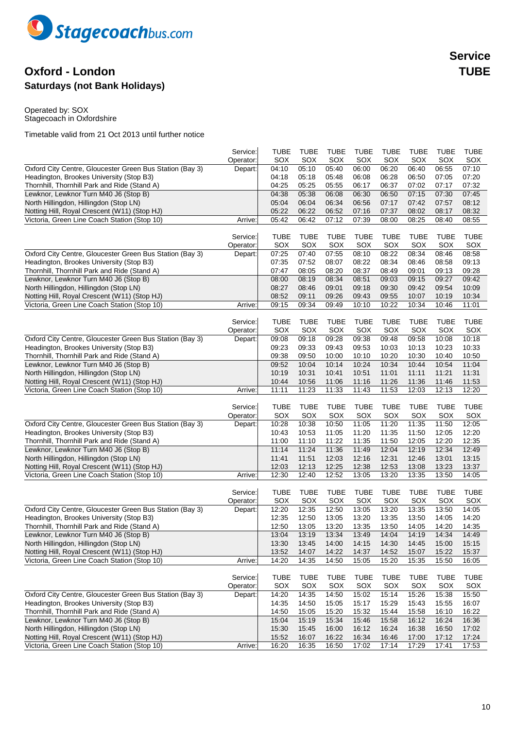Stagecoachbus.com

# Oxford - London

## Saturdays (not Bank Holidays)

**Service TUBE**

Operated by: SOX
Stagecoach in Oxfordshire

Timetable valid from 21 Oct 2013 until further notice

| | Service: | TUBE | TUBE | TUBE | TUBE | TUBE | TUBE | TUBE | TUBE |
|---|---|---|---|---|---|---|---|---|---|
| | Operator: | SOX | SOX | SOX | SOX | SOX | SOX | SOX | SOX |
| Oxford City Centre, Gloucester Green Bus Station (Bay 3) | Depart: | 04:10 | 05:10 | 05:40 | 06:00 | 06:20 | 06:40 | 06:55 | 07:10 |
| Headington, Brookes University (Stop B3) | | 04:18 | 05:18 | 05:48 | 06:08 | 06:28 | 06:50 | 07:05 | 07:20 |
| Thornhill, Thornhill Park and Ride (Stand A) | | 04:25 | 05:25 | 05:55 | 06:17 | 06:37 | 07:02 | 07:17 | 07:32 |
| Lewknor, Lewknor Turn M40 J6 (Stop B) | | 04:38 | 05:38 | 06:08 | 06:30 | 06:50 | 07:15 | 07:30 | 07:45 |
| North Hillingdon, Hillingdon (Stop LN) | | 05:04 | 06:04 | 06:34 | 06:56 | 07:17 | 07:42 | 07:57 | 08:12 |
| Notting Hill, Royal Crescent (W11) (Stop HJ) | | 05:22 | 06:22 | 06:52 | 07:16 | 07:37 | 08:02 | 08:17 | 08:32 |
| Victoria, Green Line Coach Station (Stop 10) | Arrive: | 05:42 | 06:42 | 07:12 | 07:39 | 08:00 | 08:25 | 08:40 | 08:55 |
| | Service: | TUBE | TUBE | TUBE | TUBE | TUBE | TUBE | TUBE | TUBE |
| | Operator: | SOX | SOX | SOX | SOX | SOX | SOX | SOX | SOX |
| Oxford City Centre, Gloucester Green Bus Station (Bay 3) | Depart: | 07:25 | 07:40 | 07:55 | 08:10 | 08:22 | 08:34 | 08:46 | 08:58 |
| Headington, Brookes University (Stop B3) | | 07:35 | 07:52 | 08:07 | 08:22 | 08:34 | 08:46 | 08:58 | 09:13 |
| Thornhill, Thornhill Park and Ride (Stand A) | | 07:47 | 08:05 | 08:20 | 08:37 | 08:49 | 09:01 | 09:13 | 09:28 |
| Lewknor, Lewknor Turn M40 J6 (Stop B) | | 08:00 | 08:19 | 08:34 | 08:51 | 09:03 | 09:15 | 09:27 | 09:42 |
| North Hillingdon, Hillingdon (Stop LN) | | 08:27 | 08:46 | 09:01 | 09:18 | 09:30 | 09:42 | 09:54 | 10:09 |
| Notting Hill, Royal Crescent (W11) (Stop HJ) | | 08:52 | 09:11 | 09:26 | 09:43 | 09:55 | 10:07 | 10:19 | 10:34 |
| Victoria, Green Line Coach Station (Stop 10) | Arrive: | 09:15 | 09:34 | 09:49 | 10:10 | 10:22 | 10:34 | 10:46 | 11:01 |
| | Service: | TUBE | TUBE | TUBE | TUBE | TUBE | TUBE | TUBE | TUBE |
| | Operator: | SOX | SOX | SOX | SOX | SOX | SOX | SOX | SOX |
| Oxford City Centre, Gloucester Green Bus Station (Bay 3) | Depart: | 09:08 | 09:18 | 09:28 | 09:38 | 09:48 | 09:58 | 10:08 | 10:18 |
| Headington, Brookes University (Stop B3) | | 09:23 | 09:33 | 09:43 | 09:53 | 10:03 | 10:13 | 10:23 | 10:33 |
| Thornhill, Thornhill Park and Ride (Stand A) | | 09:38 | 09:50 | 10:00 | 10:10 | 10:20 | 10:30 | 10:40 | 10:50 |
| Lewknor, Lewknor Turn M40 J6 (Stop B) | | 09:52 | 10:04 | 10:14 | 10:24 | 10:34 | 10:44 | 10:54 | 11:04 |
| North Hillingdon, Hillingdon (Stop LN) | | 10:19 | 10:31 | 10:41 | 10:51 | 11:01 | 11:11 | 11:21 | 11:31 |
| Notting Hill, Royal Crescent (W11) (Stop HJ) | | 10:44 | 10:56 | 11:06 | 11:16 | 11:26 | 11:36 | 11:46 | 11:53 |
| Victoria, Green Line Coach Station (Stop 10) | Arrive: | 11:11 | 11:23 | 11:33 | 11:43 | 11:53 | 12:03 | 12:13 | 12:20 |
| | Service: | TUBE | TUBE | TUBE | TUBE | TUBE | TUBE | TUBE | TUBE |
| | Operator: | SOX | SOX | SOX | SOX | SOX | SOX | SOX | SOX |
| Oxford City Centre, Gloucester Green Bus Station (Bay 3) | Depart: | 10:28 | 10:38 | 10:50 | 11:05 | 11:20 | 11:35 | 11:50 | 12:05 |
| Headington, Brookes University (Stop B3) | | 10:43 | 10:53 | 11:05 | 11:20 | 11:35 | 11:50 | 12:05 | 12:20 |
| Thornhill, Thornhill Park and Ride (Stand A) | | 11:00 | 11:10 | 11:22 | 11:35 | 11:50 | 12:05 | 12:20 | 12:35 |
| Lewknor, Lewknor Turn M40 J6 (Stop B) | | 11:14 | 11:24 | 11:36 | 11:49 | 12:04 | 12:19 | 12:34 | 12:49 |
| North Hillingdon, Hillingdon (Stop LN) | | 11:41 | 11:51 | 12:03 | 12:16 | 12:31 | 12:46 | 13:01 | 13:15 |
| Notting Hill, Royal Crescent (W11) (Stop HJ) | | 12:03 | 12:13 | 12:25 | 12:38 | 12:53 | 13:08 | 13:23 | 13:37 |
| Victoria, Green Line Coach Station (Stop 10) | Arrive: | 12:30 | 12:40 | 12:52 | 13:05 | 13:20 | 13:35 | 13:50 | 14:05 |
| | Service: | TUBE | TUBE | TUBE | TUBE | TUBE | TUBE | TUBE | TUBE |
| | Operator: | SOX | SOX | SOX | SOX | SOX | SOX | SOX | SOX |
| Oxford City Centre, Gloucester Green Bus Station (Bay 3) | Depart: | 12:20 | 12:35 | 12:50 | 13:05 | 13:20 | 13:35 | 13:50 | 14:05 |
| Headington, Brookes University (Stop B3) | | 12:35 | 12:50 | 13:05 | 13:20 | 13:35 | 13:50 | 14:05 | 14:20 |
| Thornhill, Thornhill Park and Ride (Stand A) | | 12:50 | 13:05 | 13:20 | 13:35 | 13:50 | 14:05 | 14:20 | 14:35 |
| Lewknor, Lewknor Turn M40 J6 (Stop B) | | 13:04 | 13:19 | 13:34 | 13:49 | 14:04 | 14:19 | 14:34 | 14:49 |
| North Hillingdon, Hillingdon (Stop LN) | | 13:30 | 13:45 | 14:00 | 14:15 | 14:30 | 14:45 | 15:00 | 15:15 |
| Notting Hill, Royal Crescent (W11) (Stop HJ) | | 13:52 | 14:07 | 14:22 | 14:37 | 14:52 | 15:07 | 15:22 | 15:37 |
| Victoria, Green Line Coach Station (Stop 10) | Arrive: | 14:20 | 14:35 | 14:50 | 15:05 | 15:20 | 15:35 | 15:50 | 16:05 |
| | Service: | TUBE | TUBE | TUBE | TUBE | TUBE | TUBE | TUBE | TUBE |
| | Operator: | SOX | SOX | SOX | SOX | SOX | SOX | SOX | SOX |
| Oxford City Centre, Gloucester Green Bus Station (Bay 3) | Depart: | 14:20 | 14:35 | 14:50 | 15:02 | 15:14 | 15:26 | 15:38 | 15:50 |
| Headington, Brookes University (Stop B3) | | 14:35 | 14:50 | 15:05 | 15:17 | 15:29 | 15:43 | 15:55 | 16:07 |
| Thornhill, Thornhill Park and Ride (Stand A) | | 14:50 | 15:05 | 15:20 | 15:32 | 15:44 | 15:58 | 16:10 | 16:22 |
| Lewknor, Lewknor Turn M40 J6 (Stop B) | | 15:04 | 15:19 | 15:34 | 15:46 | 15:58 | 16:12 | 16:24 | 16:36 |
| North Hillingdon, Hillingdon (Stop LN) | | 15:30 | 15:45 | 16:00 | 16:12 | 16:24 | 16:38 | 16:50 | 17:02 |
| Notting Hill, Royal Crescent (W11) (Stop HJ) | | 15:52 | 16:07 | 16:22 | 16:34 | 16:46 | 17:00 | 17:12 | 17:24 |
| Victoria, Green Line Coach Station (Stop 10) | Arrive: | 16:20 | 16:35 | 16:50 | 17:02 | 17:14 | 17:29 | 17:41 | 17:53 |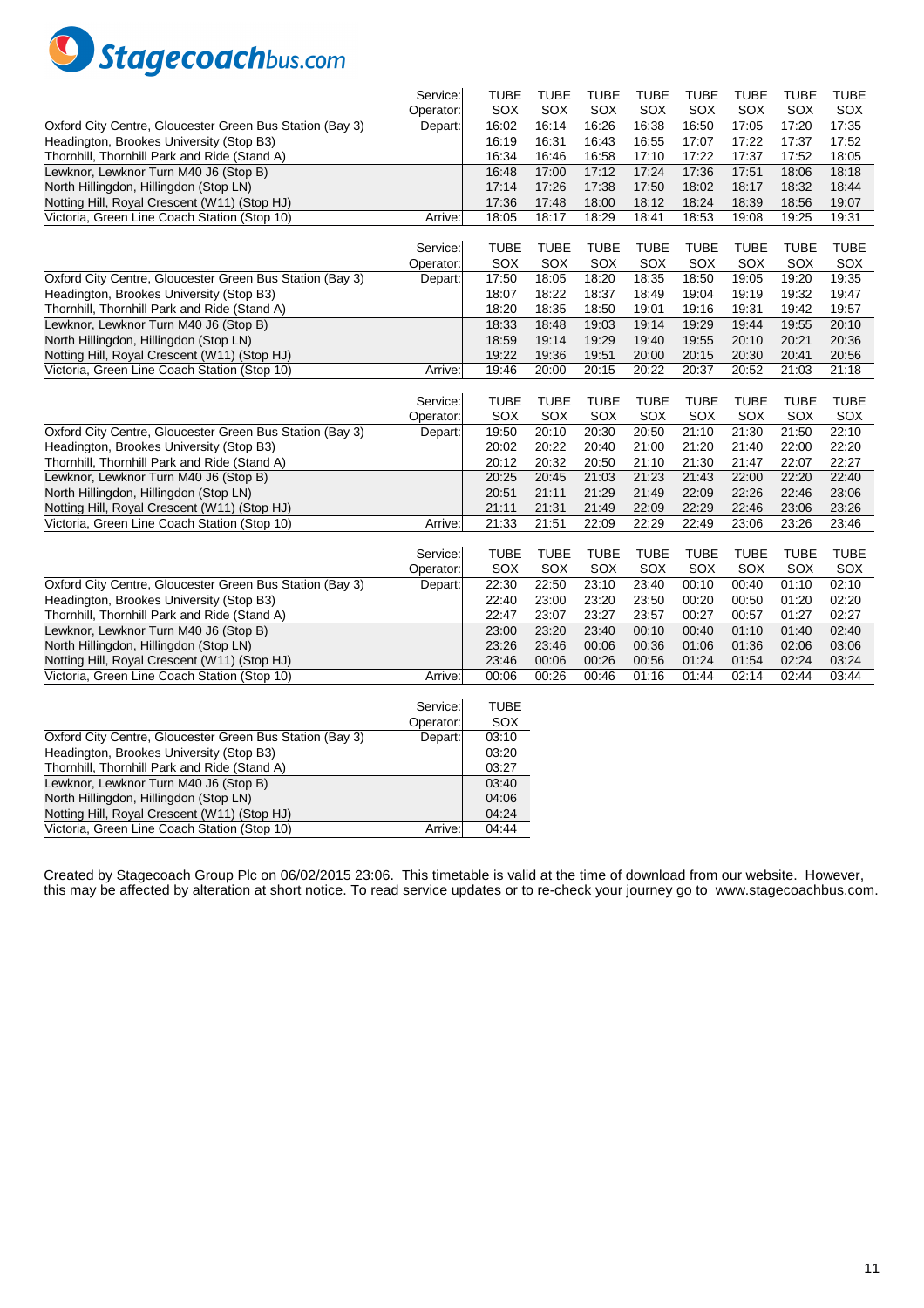Stagecoachbus.com

| Service: | TUBE | TUBE | TUBE | TUBE | TUBE | TUBE | TUBE | TUBE |
|---|---|---|---|---|---|---|---|---|
| Operator: | SOX | SOX | SOX | SOX | SOX | SOX | SOX | SOX |
| Oxford City Centre, Gloucester Green Bus Station (Bay 3) Depart: | 16:02 | 16:14 | 16:26 | 16:38 | 16:50 | 17:05 | 17:20 | 17:35 |
| Headington, Brookes University (Stop B3) | 16:19 | 16:31 | 16:43 | 16:55 | 17:07 | 17:22 | 17:37 | 17:52 |
| Thornhill, Thornhill Park and Ride (Stand A) | 16:34 | 16:46 | 16:58 | 17:10 | 17:22 | 17:37 | 17:52 | 18:05 |
| Lewknor, Lewknor Turn M40 J6 (Stop B) | 16:48 | 17:00 | 17:12 | 17:24 | 17:36 | 17:51 | 18:06 | 18:18 |
| North Hillingdon, Hillingdon (Stop LN) | 17:14 | 17:26 | 17:38 | 17:50 | 18:02 | 18:17 | 18:32 | 18:44 |
| Notting Hill, Royal Crescent (W11) (Stop HJ) | 17:36 | 17:48 | 18:00 | 18:12 | 18:24 | 18:39 | 18:56 | 19:07 |
| Victoria, Green Line Coach Station (Stop 10) Arrive: | 18:05 | 18:17 | 18:29 | 18:41 | 18:53 | 19:08 | 19:25 | 19:31 |

| Service: | TUBE | TUBE | TUBE | TUBE | TUBE | TUBE | TUBE | TUBE |
|---|---|---|---|---|---|---|---|---|
| Operator: | SOX | SOX | SOX | SOX | SOX | SOX | SOX | SOX |
| Oxford City Centre, Gloucester Green Bus Station (Bay 3) Depart: | 17:50 | 18:05 | 18:20 | 18:35 | 18:50 | 19:05 | 19:20 | 19:35 |
| Headington, Brookes University (Stop B3) | 18:07 | 18:22 | 18:37 | 18:49 | 19:04 | 19:19 | 19:32 | 19:47 |
| Thornhill, Thornhill Park and Ride (Stand A) | 18:20 | 18:35 | 18:50 | 19:01 | 19:16 | 19:31 | 19:42 | 19:57 |
| Lewknor, Lewknor Turn M40 J6 (Stop B) | 18:33 | 18:48 | 19:03 | 19:14 | 19:29 | 19:44 | 19:55 | 20:10 |
| North Hillingdon, Hillingdon (Stop LN) | 18:59 | 19:14 | 19:29 | 19:40 | 19:55 | 20:10 | 20:21 | 20:36 |
| Notting Hill, Royal Crescent (W11) (Stop HJ) | 19:22 | 19:36 | 19:51 | 20:00 | 20:15 | 20:30 | 20:41 | 20:56 |
| Victoria, Green Line Coach Station (Stop 10) Arrive: | 19:46 | 20:00 | 20:15 | 20:22 | 20:37 | 20:52 | 21:03 | 21:18 |

| Service: | TUBE | TUBE | TUBE | TUBE | TUBE | TUBE | TUBE | TUBE |
|---|---|---|---|---|---|---|---|---|
| Operator: | SOX | SOX | SOX | SOX | SOX | SOX | SOX | SOX |
| Oxford City Centre, Gloucester Green Bus Station (Bay 3) Depart: | 19:50 | 20:10 | 20:30 | 20:50 | 21:10 | 21:30 | 21:50 | 22:10 |
| Headington, Brookes University (Stop B3) | 20:02 | 20:22 | 20:40 | 21:00 | 21:20 | 21:40 | 22:00 | 22:20 |
| Thornhill, Thornhill Park and Ride (Stand A) | 20:12 | 20:32 | 20:50 | 21:10 | 21:30 | 21:47 | 22:07 | 22:27 |
| Lewknor, Lewknor Turn M40 J6 (Stop B) | 20:25 | 20:45 | 21:03 | 21:23 | 21:43 | 22:00 | 22:20 | 22:40 |
| North Hillingdon, Hillingdon (Stop LN) | 20:51 | 21:11 | 21:29 | 21:49 | 22:09 | 22:26 | 22:46 | 23:06 |
| Notting Hill, Royal Crescent (W11) (Stop HJ) | 21:11 | 21:31 | 21:49 | 22:09 | 22:29 | 22:46 | 23:06 | 23:26 |
| Victoria, Green Line Coach Station (Stop 10) Arrive: | 21:33 | 21:51 | 22:09 | 22:29 | 22:49 | 23:06 | 23:26 | 23:46 |

| Service: | TUBE | TUBE | TUBE | TUBE | TUBE | TUBE | TUBE | TUBE |
|---|---|---|---|---|---|---|---|---|
| Operator: | SOX | SOX | SOX | SOX | SOX | SOX | SOX | SOX |
| Oxford City Centre, Gloucester Green Bus Station (Bay 3) Depart: | 22:30 | 22:50 | 23:10 | 23:40 | 00:10 | 00:40 | 01:10 | 02:10 |
| Headington, Brookes University (Stop B3) | 22:40 | 23:00 | 23:20 | 23:50 | 00:20 | 00:50 | 01:20 | 02:20 |
| Thornhill, Thornhill Park and Ride (Stand A) | 22:47 | 23:07 | 23:27 | 23:57 | 00:27 | 00:57 | 01:27 | 02:27 |
| Lewknor, Lewknor Turn M40 J6 (Stop B) | 23:00 | 23:20 | 23:40 | 00:10 | 00:40 | 01:10 | 01:40 | 02:40 |
| North Hillingdon, Hillingdon (Stop LN) | 23:26 | 23:46 | 00:06 | 00:36 | 01:06 | 01:36 | 02:06 | 03:06 |
| Notting Hill, Royal Crescent (W11) (Stop HJ) | 23:46 | 00:06 | 00:26 | 00:56 | 01:24 | 01:54 | 02:24 | 03:24 |
| Victoria, Green Line Coach Station (Stop 10) Arrive: | 00:06 | 00:26 | 00:46 | 01:16 | 01:44 | 02:14 | 02:44 | 03:44 |

| Service: | TUBE |
|---|---|
| Operator: | SOX |
| Oxford City Centre, Gloucester Green Bus Station (Bay 3) Depart: | 03:10 |
| Headington, Brookes University (Stop B3) | 03:20 |
| Thornhill, Thornhill Park and Ride (Stand A) | 03:27 |
| Lewknor, Lewknor Turn M40 J6 (Stop B) | 03:40 |
| North Hillingdon, Hillingdon (Stop LN) | 04:06 |
| Notting Hill, Royal Crescent (W11) (Stop HJ) | 04:24 |
| Victoria, Green Line Coach Station (Stop 10) Arrive: | 04:44 |

Created by Stagecoach Group Plc on 06/02/2015 23:06. This timetable is valid at the time of download from our website. However, this may be affected by alteration at short notice. To read service updates or to re-check your journey go to www.stagecoachbus.com.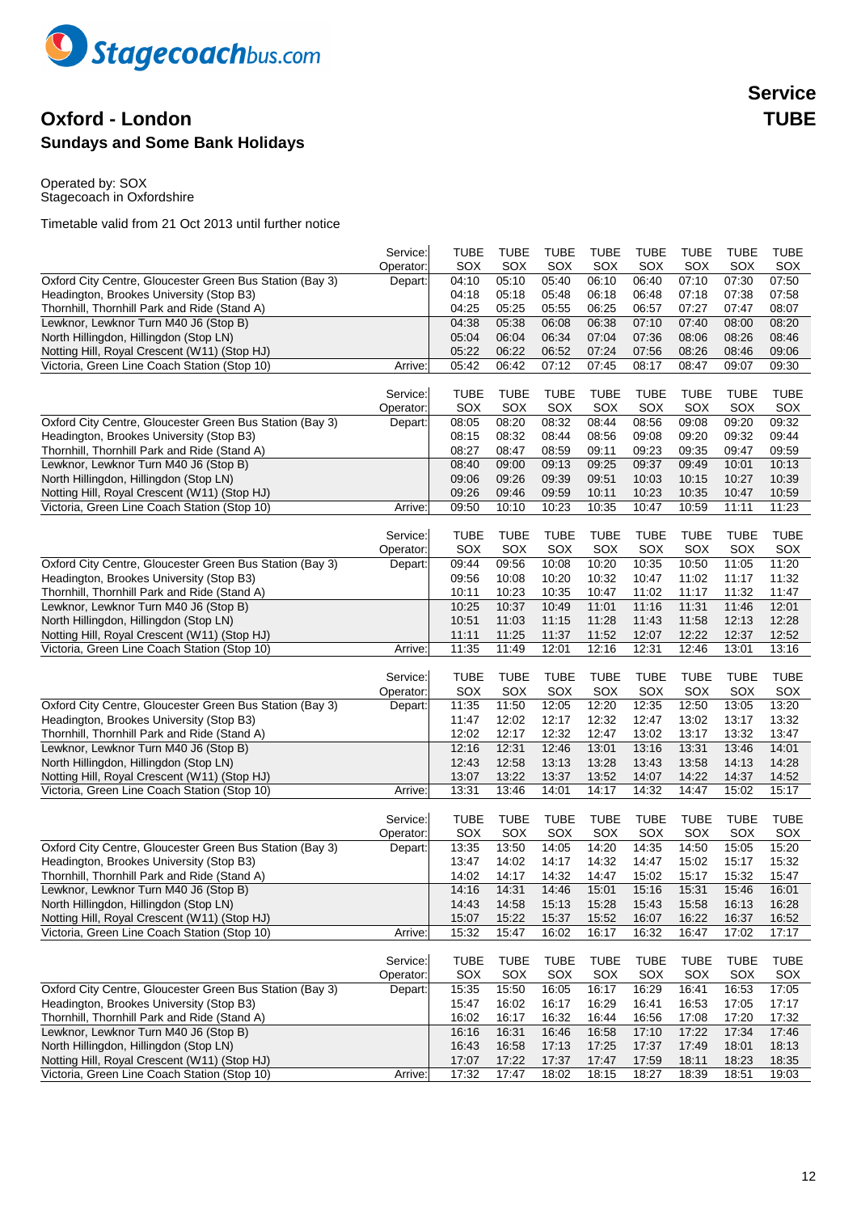Stagecoachbus.com

# Oxford - London

## Sundays and Some Bank Holidays

**Service TUBE**

Operated by: SOX
Stagecoach in Oxfordshire

Timetable valid from 21 Oct 2013 until further notice

| | Service: | TUBE | TUBE | TUBE | TUBE | TUBE | TUBE | TUBE | TUBE |
|---|---|---|---|---|---|---|---|---|---|
| | Operator: | SOX | SOX | SOX | SOX | SOX | SOX | SOX | SOX |
| Oxford City Centre, Gloucester Green Bus Station (Bay 3) | Depart: | 04:10 | 05:10 | 05:40 | 06:10 | 06:40 | 07:10 | 07:30 | 07:50 |
| Headington, Brookes University (Stop B3) | | 04:18 | 05:18 | 05:48 | 06:18 | 06:48 | 07:18 | 07:38 | 07:58 |
| Thornhill, Thornhill Park and Ride (Stand A) | | 04:25 | 05:25 | 05:55 | 06:25 | 06:57 | 07:27 | 07:47 | 08:07 |
| Lewknor, Lewknor Turn M40 J6 (Stop B) | | 04:38 | 05:38 | 06:08 | 06:38 | 07:10 | 07:40 | 08:00 | 08:20 |
| North Hillingdon, Hillingdon (Stop LN) | | 05:04 | 06:04 | 06:34 | 07:04 | 07:36 | 08:06 | 08:26 | 08:46 |
| Notting Hill, Royal Crescent (W11) (Stop HJ) | | 05:22 | 06:22 | 06:52 | 07:24 | 07:56 | 08:26 | 08:46 | 09:06 |
| Victoria, Green Line Coach Station (Stop 10) | Arrive: | 05:42 | 06:42 | 07:12 | 07:45 | 08:17 | 08:47 | 09:07 | 09:30 |

| | Service: | TUBE | TUBE | TUBE | TUBE | TUBE | TUBE | TUBE | TUBE |
|---|---|---|---|---|---|---|---|---|---|
| | Operator: | SOX | SOX | SOX | SOX | SOX | SOX | SOX | SOX |
| Oxford City Centre, Gloucester Green Bus Station (Bay 3) | Depart: | 08:05 | 08:20 | 08:32 | 08:44 | 08:56 | 09:08 | 09:20 | 09:32 |
| Headington, Brookes University (Stop B3) | | 08:15 | 08:32 | 08:44 | 08:56 | 09:08 | 09:20 | 09:32 | 09:44 |
| Thornhill, Thornhill Park and Ride (Stand A) | | 08:27 | 08:47 | 08:59 | 09:11 | 09:23 | 09:35 | 09:47 | 09:59 |
| Lewknor, Lewknor Turn M40 J6 (Stop B) | | 08:40 | 09:00 | 09:13 | 09:25 | 09:37 | 09:49 | 10:01 | 10:13 |
| North Hillingdon, Hillingdon (Stop LN) | | 09:06 | 09:26 | 09:39 | 09:51 | 10:03 | 10:15 | 10:27 | 10:39 |
| Notting Hill, Royal Crescent (W11) (Stop HJ) | | 09:26 | 09:46 | 09:59 | 10:11 | 10:23 | 10:35 | 10:47 | 10:59 |
| Victoria, Green Line Coach Station (Stop 10) | Arrive: | 09:50 | 10:10 | 10:23 | 10:35 | 10:47 | 10:59 | 11:11 | 11:23 |

| | Service: | TUBE | TUBE | TUBE | TUBE | TUBE | TUBE | TUBE | TUBE |
|---|---|---|---|---|---|---|---|---|---|
| | Operator: | SOX | SOX | SOX | SOX | SOX | SOX | SOX | SOX |
| Oxford City Centre, Gloucester Green Bus Station (Bay 3) | Depart: | 09:44 | 09:56 | 10:08 | 10:20 | 10:35 | 10:50 | 11:05 | 11:20 |
| Headington, Brookes University (Stop B3) | | 09:56 | 10:08 | 10:20 | 10:32 | 10:47 | 11:02 | 11:17 | 11:32 |
| Thornhill, Thornhill Park and Ride (Stand A) | | 10:11 | 10:23 | 10:35 | 10:47 | 11:02 | 11:17 | 11:32 | 11:47 |
| Lewknor, Lewknor Turn M40 J6 (Stop B) | | 10:25 | 10:37 | 10:49 | 11:01 | 11:16 | 11:31 | 11:46 | 12:01 |
| North Hillingdon, Hillingdon (Stop LN) | | 10:51 | 11:03 | 11:15 | 11:28 | 11:43 | 11:58 | 12:13 | 12:28 |
| Notting Hill, Royal Crescent (W11) (Stop HJ) | | 11:11 | 11:25 | 11:37 | 11:52 | 12:07 | 12:22 | 12:37 | 12:52 |
| Victoria, Green Line Coach Station (Stop 10) | Arrive: | 11:35 | 11:49 | 12:01 | 12:16 | 12:31 | 12:46 | 13:01 | 13:16 |

| | Service: | TUBE | TUBE | TUBE | TUBE | TUBE | TUBE | TUBE | TUBE |
|---|---|---|---|---|---|---|---|---|---|
| | Operator: | SOX | SOX | SOX | SOX | SOX | SOX | SOX | SOX |
| Oxford City Centre, Gloucester Green Bus Station (Bay 3) | Depart: | 11:35 | 11:50 | 12:05 | 12:20 | 12:35 | 12:50 | 13:05 | 13:20 |
| Headington, Brookes University (Stop B3) | | 11:47 | 12:02 | 12:17 | 12:32 | 12:47 | 13:02 | 13:17 | 13:32 |
| Thornhill, Thornhill Park and Ride (Stand A) | | 12:02 | 12:17 | 12:32 | 12:47 | 13:02 | 13:17 | 13:32 | 13:47 |
| Lewknor, Lewknor Turn M40 J6 (Stop B) | | 12:16 | 12:31 | 12:46 | 13:01 | 13:16 | 13:31 | 13:46 | 14:01 |
| North Hillingdon, Hillingdon (Stop LN) | | 12:43 | 12:58 | 13:13 | 13:28 | 13:43 | 13:58 | 14:13 | 14:28 |
| Notting Hill, Royal Crescent (W11) (Stop HJ) | | 13:07 | 13:22 | 13:37 | 13:52 | 14:07 | 14:22 | 14:37 | 14:52 |
| Victoria, Green Line Coach Station (Stop 10) | Arrive: | 13:31 | 13:46 | 14:01 | 14:17 | 14:32 | 14:47 | 15:02 | 15:17 |

| | Service: | TUBE | TUBE | TUBE | TUBE | TUBE | TUBE | TUBE | TUBE |
|---|---|---|---|---|---|---|---|---|---|
| | Operator: | SOX | SOX | SOX | SOX | SOX | SOX | SOX | SOX |
| Oxford City Centre, Gloucester Green Bus Station (Bay 3) | Depart: | 13:35 | 13:50 | 14:05 | 14:20 | 14:35 | 14:50 | 15:05 | 15:20 |
| Headington, Brookes University (Stop B3) | | 13:47 | 14:02 | 14:17 | 14:32 | 14:47 | 15:02 | 15:17 | 15:32 |
| Thornhill, Thornhill Park and Ride (Stand A) | | 14:02 | 14:17 | 14:32 | 14:47 | 15:02 | 15:17 | 15:32 | 15:47 |
| Lewknor, Lewknor Turn M40 J6 (Stop B) | | 14:16 | 14:31 | 14:46 | 15:01 | 15:16 | 15:31 | 15:46 | 16:01 |
| North Hillingdon, Hillingdon (Stop LN) | | 14:43 | 14:58 | 15:13 | 15:28 | 15:43 | 15:58 | 16:13 | 16:28 |
| Notting Hill, Royal Crescent (W11) (Stop HJ) | | 15:07 | 15:22 | 15:37 | 15:52 | 16:07 | 16:22 | 16:37 | 16:52 |
| Victoria, Green Line Coach Station (Stop 10) | Arrive: | 15:32 | 15:47 | 16:02 | 16:17 | 16:32 | 16:47 | 17:02 | 17:17 |

| | Service: | TUBE | TUBE | TUBE | TUBE | TUBE | TUBE | TUBE | TUBE |
|---|---|---|---|---|---|---|---|---|---|
| | Operator: | SOX | SOX | SOX | SOX | SOX | SOX | SOX | SOX |
| Oxford City Centre, Gloucester Green Bus Station (Bay 3) | Depart: | 15:35 | 15:50 | 16:05 | 16:17 | 16:29 | 16:41 | 16:53 | 17:05 |
| Headington, Brookes University (Stop B3) | | 15:47 | 16:02 | 16:17 | 16:29 | 16:41 | 16:53 | 17:05 | 17:17 |
| Thornhill, Thornhill Park and Ride (Stand A) | | 16:02 | 16:17 | 16:32 | 16:44 | 16:56 | 17:08 | 17:20 | 17:32 |
| Lewknor, Lewknor Turn M40 J6 (Stop B) | | 16:16 | 16:31 | 16:46 | 16:58 | 17:10 | 17:22 | 17:34 | 17:46 |
| North Hillingdon, Hillingdon (Stop LN) | | 16:43 | 16:58 | 17:13 | 17:25 | 17:37 | 17:49 | 18:01 | 18:13 |
| Notting Hill, Royal Crescent (W11) (Stop HJ) | | 17:07 | 17:22 | 17:37 | 17:47 | 17:59 | 18:11 | 18:23 | 18:35 |
| Victoria, Green Line Coach Station (Stop 10) | Arrive: | 17:32 | 17:47 | 18:02 | 18:15 | 18:27 | 18:39 | 18:51 | 19:03 |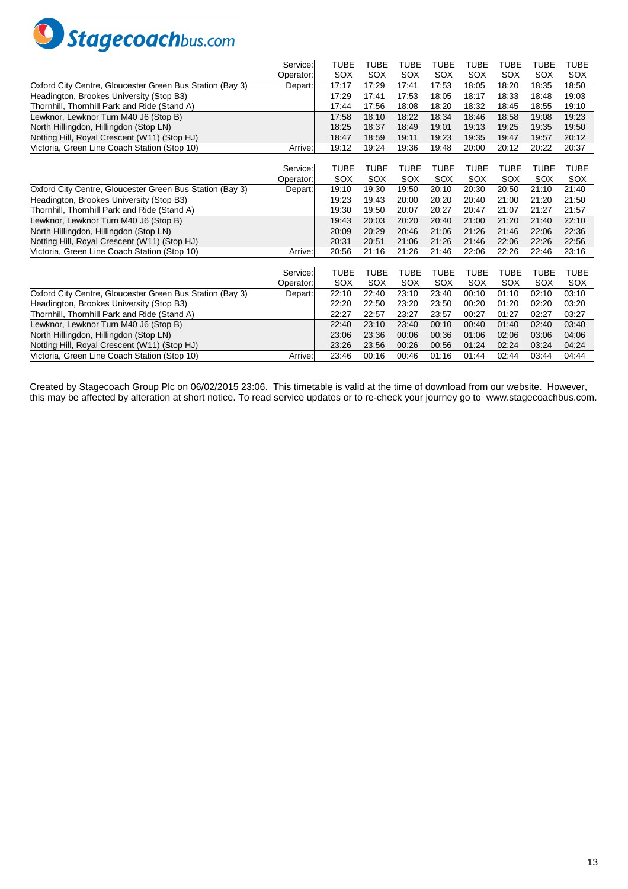# Stagecoachbus.com

| | | | | | | | | | |
|---|---|---|---|---|---|---|---|---|---|
| | Service: | TUBE | TUBE | TUBE | TUBE | TUBE | TUBE | TUBE | TUBE |
| | Operator: | SOX | SOX | SOX | SOX | SOX | SOX | SOX | SOX |
| Oxford City Centre, Gloucester Green Bus Station (Bay 3) | Depart: | 17:17 | 17:29 | 17:41 | 17:53 | 18:05 | 18:20 | 18:35 | 18:50 |
| Headington, Brookes University (Stop B3) | | 17:29 | 17:41 | 17:53 | 18:05 | 18:17 | 18:33 | 18:48 | 19:03 |
| Thornhill, Thornhill Park and Ride (Stand A) | | 17:44 | 17:56 | 18:08 | 18:20 | 18:32 | 18:45 | 18:55 | 19:10 |
| Lewknor, Lewknor Turn M40 J6 (Stop B) | | 17:58 | 18:10 | 18:22 | 18:34 | 18:46 | 18:58 | 19:08 | 19:23 |
| North Hillingdon, Hillingdon (Stop LN) | | 18:25 | 18:37 | 18:49 | 19:01 | 19:13 | 19:25 | 19:35 | 19:50 |
| Notting Hill, Royal Crescent (W11) (Stop HJ) | | 18:47 | 18:59 | 19:11 | 19:23 | 19:35 | 19:47 | 19:57 | 20:12 |
| Victoria, Green Line Coach Station (Stop 10) | Arrive: | 19:12 | 19:24 | 19:36 | 19:48 | 20:00 | 20:12 | 20:22 | 20:37 |

| | | | | | | | | | |
|---|---|---|---|---|---|---|---|---|---|
| | Service: | TUBE | TUBE | TUBE | TUBE | TUBE | TUBE | TUBE | TUBE |
| | Operator: | SOX | SOX | SOX | SOX | SOX | SOX | SOX | SOX |
| Oxford City Centre, Gloucester Green Bus Station (Bay 3) | Depart: | 19:10 | 19:30 | 19:50 | 20:10 | 20:30 | 20:50 | 21:10 | 21:40 |
| Headington, Brookes University (Stop B3) | | 19:23 | 19:43 | 20:00 | 20:20 | 20:40 | 21:00 | 21:20 | 21:50 |
| Thornhill, Thornhill Park and Ride (Stand A) | | 19:30 | 19:50 | 20:07 | 20:27 | 20:47 | 21:07 | 21:27 | 21:57 |
| Lewknor, Lewknor Turn M40 J6 (Stop B) | | 19:43 | 20:03 | 20:20 | 20:40 | 21:00 | 21:20 | 21:40 | 22:10 |
| North Hillingdon, Hillingdon (Stop LN) | | 20:09 | 20:29 | 20:46 | 21:06 | 21:26 | 21:46 | 22:06 | 22:36 |
| Notting Hill, Royal Crescent (W11) (Stop HJ) | | 20:31 | 20:51 | 21:06 | 21:26 | 21:46 | 22:06 | 22:26 | 22:56 |
| Victoria, Green Line Coach Station (Stop 10) | Arrive: | 20:56 | 21:16 | 21:26 | 21:46 | 22:06 | 22:26 | 22:46 | 23:16 |

| | | | | | | | | | |
|---|---|---|---|---|---|---|---|---|---|
| | Service: | TUBE | TUBE | TUBE | TUBE | TUBE | TUBE | TUBE | TUBE |
| | Operator: | SOX | SOX | SOX | SOX | SOX | SOX | SOX | SOX |
| Oxford City Centre, Gloucester Green Bus Station (Bay 3) | Depart: | 22:10 | 22:40 | 23:10 | 23:40 | 00:10 | 01:10 | 02:10 | 03:10 |
| Headington, Brookes University (Stop B3) | | 22:20 | 22:50 | 23:20 | 23:50 | 00:20 | 01:20 | 02:20 | 03:20 |
| Thornhill, Thornhill Park and Ride (Stand A) | | 22:27 | 22:57 | 23:27 | 23:57 | 00:27 | 01:27 | 02:27 | 03:27 |
| Lewknor, Lewknor Turn M40 J6 (Stop B) | | 22:40 | 23:10 | 23:40 | 00:10 | 00:40 | 01:40 | 02:40 | 03:40 |
| North Hillingdon, Hillingdon (Stop LN) | | 23:06 | 23:36 | 00:06 | 00:36 | 01:06 | 02:06 | 03:06 | 04:06 |
| Notting Hill, Royal Crescent (W11) (Stop HJ) | | 23:26 | 23:56 | 00:26 | 00:56 | 01:24 | 02:24 | 03:24 | 04:24 |
| Victoria, Green Line Coach Station (Stop 10) | Arrive: | 23:46 | 00:16 | 00:46 | 01:16 | 01:44 | 02:44 | 03:44 | 04:44 |

Created by Stagecoach Group Plc on 06/02/2015 23:06. This timetable is valid at the time of download from our website. However, this may be affected by alteration at short notice. To read service updates or to re-check your journey go to www.stagecoachbus.com.